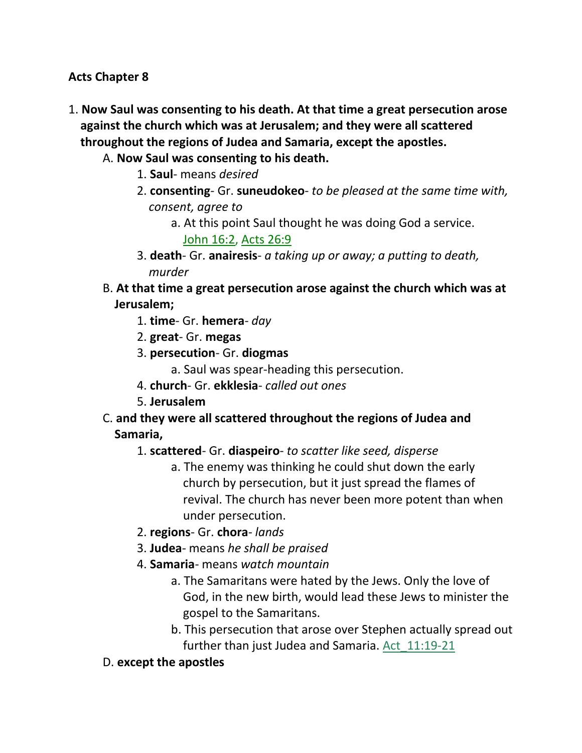**Acts Chapter 8**

1. **Now Saul was consenting to his death. At that time a great persecution arose against the church which was at Jerusalem; and they were all scattered throughout the regions of Judea and Samaria, except the apostles.**
   A. **Now Saul was consenting to his death.**
      1. **Saul**- means *desired*
      2. **consenting**- Gr. **suneudokeo**- *to be pleased at the same time with, consent, agree to*
         a. At this point Saul thought he was doing God a service. John 16:2, Acts 26:9
      3. **death**- Gr. **anairesis**- *a taking up or away; a putting to death, murder*
   B. **At that time a great persecution arose against the church which was at Jerusalem;**
      1. **time**- Gr. **hemera**- *day*
      2. **great**- Gr. **megas**
      3. **persecution**- Gr. **diogmas**
         a. Saul was spear-heading this persecution.
      4. **church**- Gr. **ekklesia**- *called out ones*
      5. **Jerusalem**
   C. **and they were all scattered throughout the regions of Judea and Samaria,**
      1. **scattered**- Gr. **diaspeiro**- *to scatter like seed, disperse*
         a. The enemy was thinking he could shut down the early church by persecution, but it just spread the flames of revival. The church has never been more potent than when under persecution.
      2. **regions**- Gr. **chora**- *lands*
      3. **Judea**- means *he shall be praised*
      4. **Samaria**- means *watch mountain*
         a. The Samaritans were hated by the Jews. Only the love of God, in the new birth, would lead these Jews to minister the gospel to the Samaritans.
         b. This persecution that arose over Stephen actually spread out further than just Judea and Samaria. Act_11:19-21
   D. **except the apostles**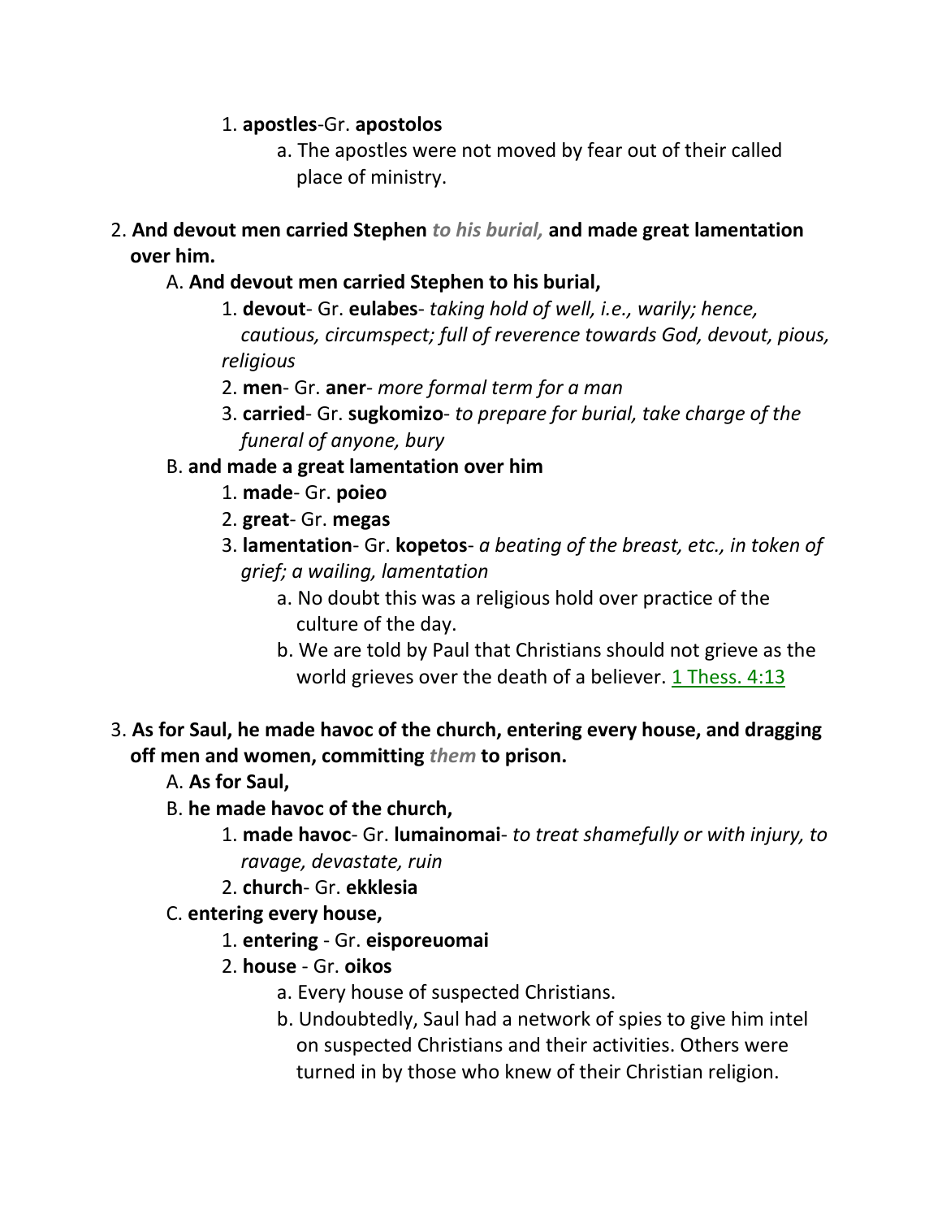1. **apostles**-Gr. **apostolos**
    a. The apostles were not moved by fear out of their called place of ministry.

2. **And devout men carried Stephen** ***to his burial,*** **and made great lamentation over him.**
    A. **And devout men carried Stephen to his burial,**
        1. **devout**- Gr. **eulabes**- *taking hold of well, i.e., warily; hence, cautious, circumspect; full of reverence towards God, devout, pious, religious*
        2. **men**- Gr. **aner**- *more formal term for a man*
        3. **carried**- Gr. **sugkomizo**- *to prepare for burial, take charge of the funeral of anyone, bury*
    B. **and made a great lamentation over him**
        1. **made**- Gr. **poieo**
        2. **great**- Gr. **megas**
        3. **lamentation**- Gr. **kopetos**- *a beating of the breast, etc., in token of grief; a wailing, lamentation*
            a. No doubt this was a religious hold over practice of the culture of the day.
            b. We are told by Paul that Christians should not grieve as the world grieves over the death of a believer. 1 Thess. 4:13

3. **As for Saul, he made havoc of the church, entering every house, and dragging off men and women, committing** ***them*** **to prison.**
    A. **As for Saul,**
    B. **he made havoc of the church,**
        1. **made havoc**- Gr. **lumainomai**- *to treat shamefully or with injury, to ravage, devastate, ruin*
        2. **church**- Gr. **ekklesia**
    C. **entering every house,**
        1. **entering** - Gr. **eisporeuomai**
        2. **house** - Gr. **oikos**
            a. Every house of suspected Christians.
            b. Undoubtedly, Saul had a network of spies to give him intel on suspected Christians and their activities. Others were turned in by those who knew of their Christian religion.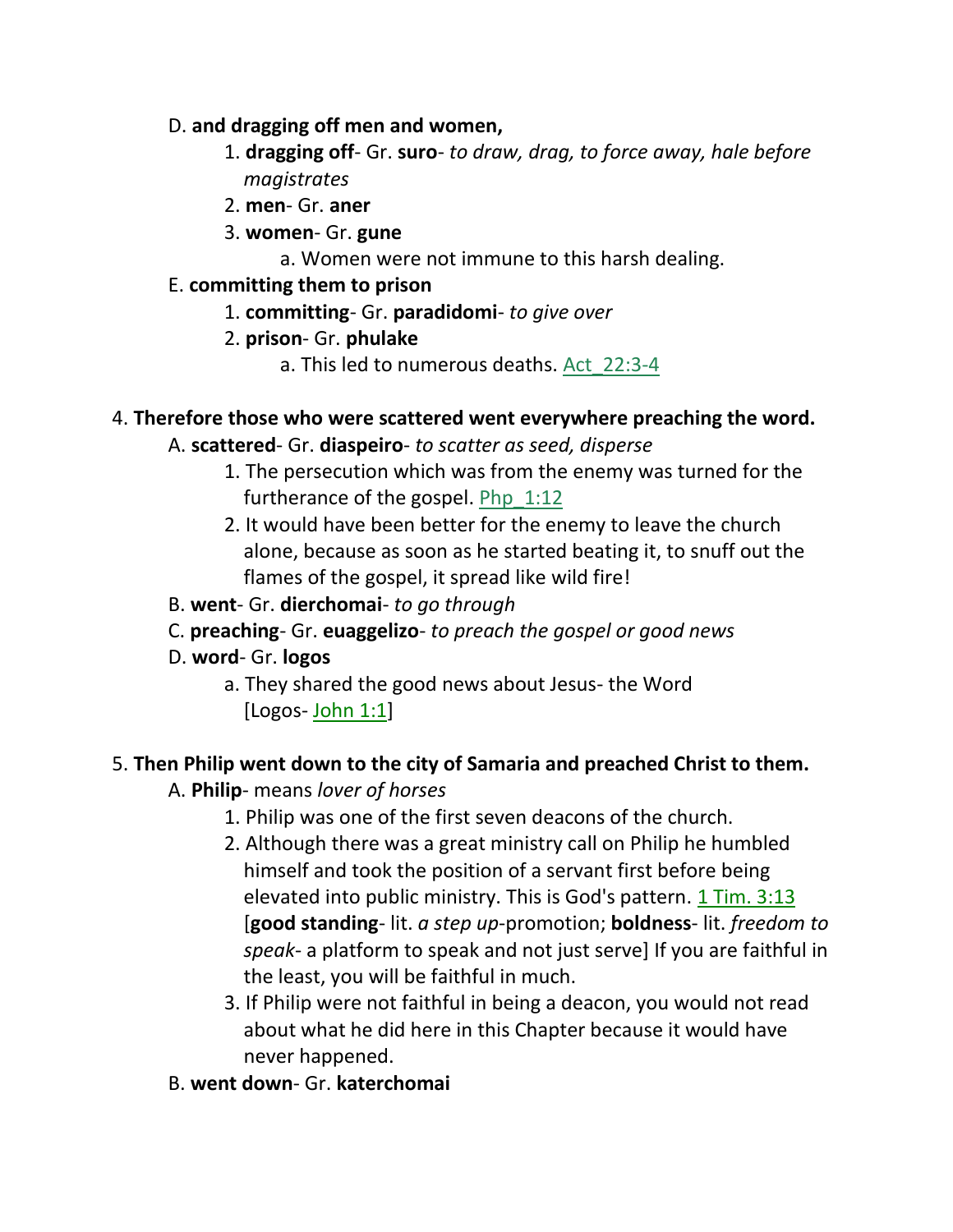D. **and dragging off men and women,**

1. **dragging off**- Gr. **suro**- *to draw, drag, to force away, hale before magistrates*
2. **men**- Gr. **aner**
3. **women**- Gr. **gune**
    a. Women were not immune to this harsh dealing.

E. **committing them to prison**

1. **committing**- Gr. **paradidomi**- *to give over*
2. **prison**- Gr. **phulake**
    a. This led to numerous deaths. Act_22:3-4

4. **Therefore those who were scattered went everywhere preaching the word.**

A. **scattered**- Gr. **diaspeiro**- *to scatter as seed, disperse*

1. The persecution which was from the enemy was turned for the furtherance of the gospel. Php_1:12
2. It would have been better for the enemy to leave the church alone, because as soon as he started beating it, to snuff out the flames of the gospel, it spread like wild fire!

B. **went**- Gr. **dierchomai**- *to go through*

C. **preaching**- Gr. **euaggelizo**- *to preach the gospel or good news*

D. **word**- Gr. **logos**

a. They shared the good news about Jesus- the Word [Logos- John 1:1]

5. **Then Philip went down to the city of Samaria and preached Christ to them.**

A. **Philip**- means *lover of horses*

1. Philip was one of the first seven deacons of the church.
2. Although there was a great ministry call on Philip he humbled himself and took the position of a servant first before being elevated into public ministry. This is God's pattern. 1 Tim. 3:13 [**good standing**- lit. *a step up*-promotion; **boldness**- lit. *freedom to speak*- a platform to speak and not just serve] If you are faithful in the least, you will be faithful in much.
3. If Philip were not faithful in being a deacon, you would not read about what he did here in this Chapter because it would have never happened.

B. **went down**- Gr. **katerchomai**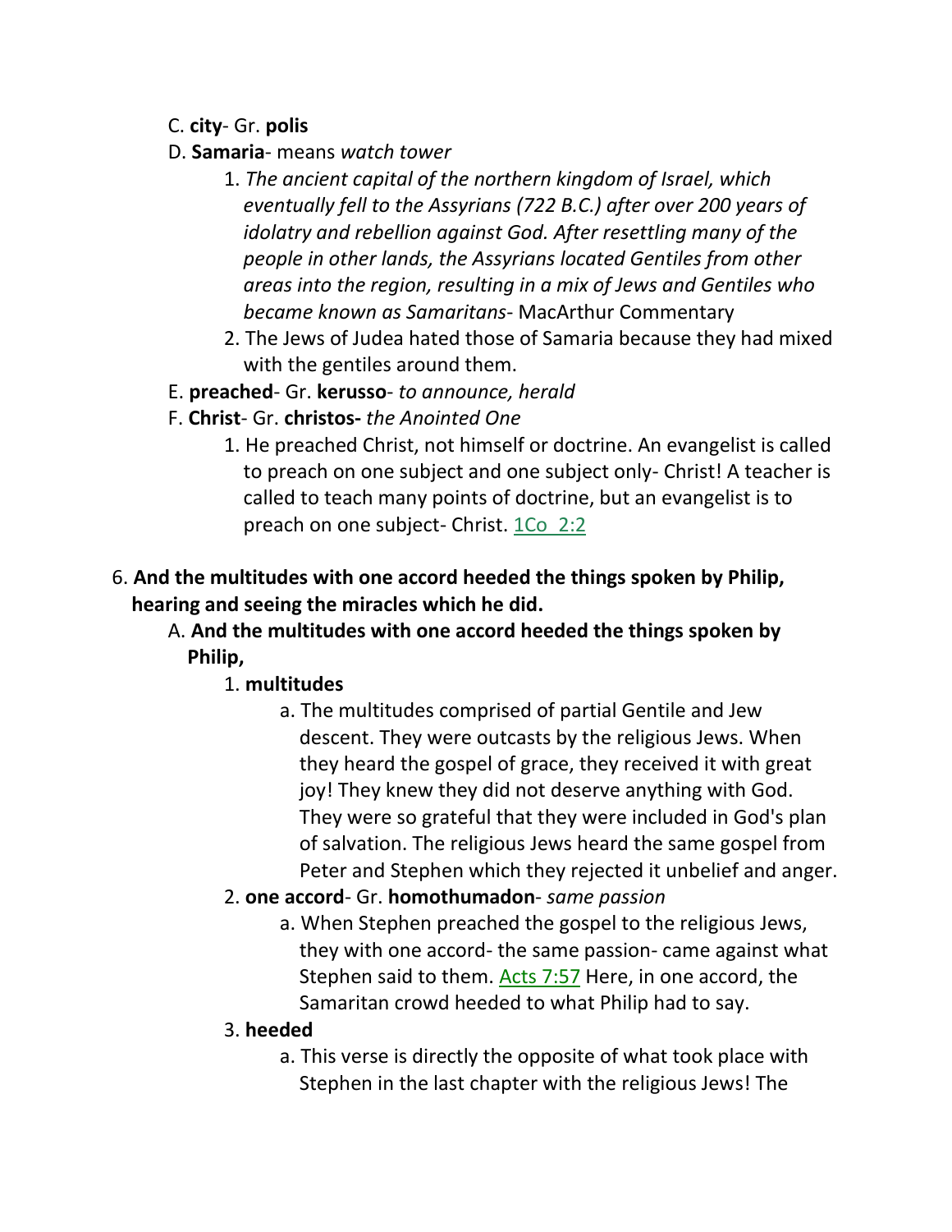C. **city**- Gr. **polis**

D. **Samaria**- means *watch tower*

1. *The ancient capital of the northern kingdom of Israel, which eventually fell to the Assyrians (722 B.C.) after over 200 years of idolatry and rebellion against God. After resettling many of the people in other lands, the Assyrians located Gentiles from other areas into the region, resulting in a mix of Jews and Gentiles who became known as Samaritans*- MacArthur Commentary
2. The Jews of Judea hated those of Samaria because they had mixed with the gentiles around them.

E. **preached**- Gr. **kerusso**- *to announce, herald*

F. **Christ**- Gr. **christos-** *the Anointed One*

1. He preached Christ, not himself or doctrine. An evangelist is called to preach on one subject and one subject only- Christ! A teacher is called to teach many points of doctrine, but an evangelist is to preach on one subject- Christ. 1Co 2:2

6. **And the multitudes with one accord heeded the things spoken by Philip, hearing and seeing the miracles which he did.**

A. **And the multitudes with one accord heeded the things spoken by Philip,**

1. **multitudes**
   a. The multitudes comprised of partial Gentile and Jew descent. They were outcasts by the religious Jews. When they heard the gospel of grace, they received it with great joy! They knew they did not deserve anything with God. They were so grateful that they were included in God's plan of salvation. The religious Jews heard the same gospel from Peter and Stephen which they rejected it unbelief and anger.
2. **one accord**- Gr. **homothumadon**- *same passion*
   a. When Stephen preached the gospel to the religious Jews, they with one accord- the same passion- came against what Stephen said to them. Acts 7:57 Here, in one accord, the Samaritan crowd heeded to what Philip had to say.
3. **heeded**
   a. This verse is directly the opposite of what took place with Stephen in the last chapter with the religious Jews! The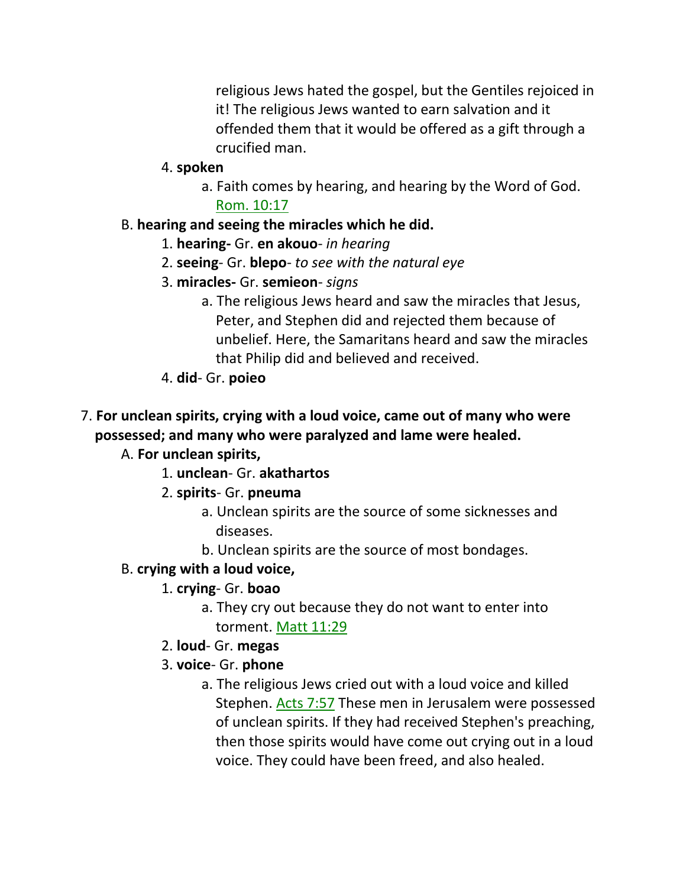religious Jews hated the gospel, but the Gentiles rejoiced in it! The religious Jews wanted to earn salvation and it offended them that it would be offered as a gift through a crucified man.

4. **spoken**
   a. Faith comes by hearing, and hearing by the Word of God. Rom. 10:17

B. **hearing and seeing the miracles which he did.**

1. **hearing-** Gr. **en akouo**- *in hearing*
2. **seeing**- Gr. **blepo**- *to see with the natural eye*
3. **miracles-** Gr. **semieon**- *signs*
   a. The religious Jews heard and saw the miracles that Jesus, Peter, and Stephen did and rejected them because of unbelief. Here, the Samaritans heard and saw the miracles that Philip did and believed and received.
4. **did**- Gr. **poieo**

7. **For unclean spirits, crying with a loud voice, came out of many who were possessed; and many who were paralyzed and lame were healed.**

A. **For unclean spirits,**

1. **unclean**- Gr. **akathartos**
2. **spirits**- Gr. **pneuma**
   a. Unclean spirits are the source of some sicknesses and diseases.
   b. Unclean spirits are the source of most bondages.

B. **crying with a loud voice,**

1. **crying**- Gr. **boao**
   a. They cry out because they do not want to enter into torment. Matt 11:29
2. **loud**- Gr. **megas**
3. **voice**- Gr. **phone**
   a. The religious Jews cried out with a loud voice and killed Stephen. Acts 7:57 These men in Jerusalem were possessed of unclean spirits. If they had received Stephen's preaching, then those spirits would have come out crying out in a loud voice. They could have been freed, and also healed.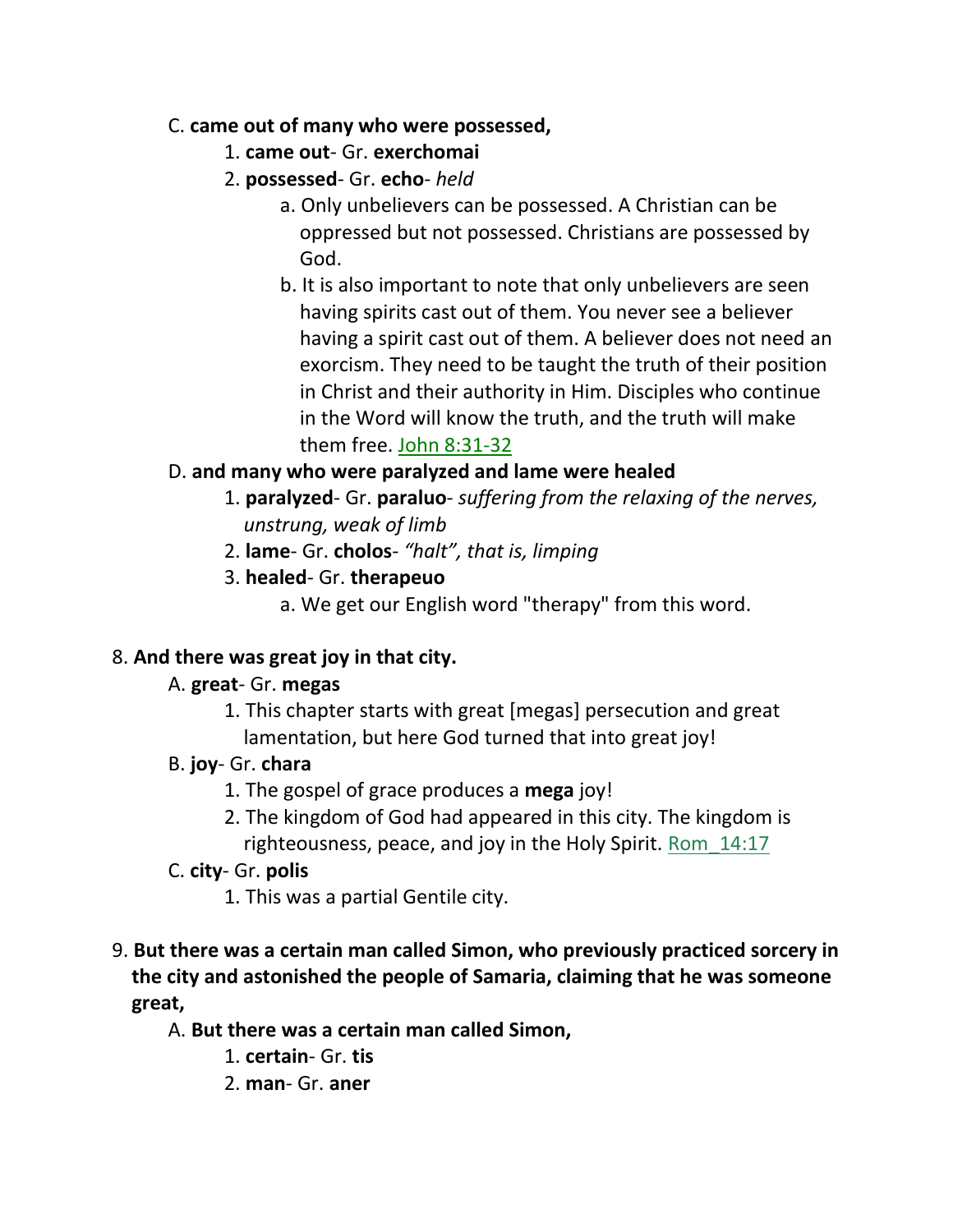C. **came out of many who were possessed,**

1. **came out**- Gr. **exerchomai**
2. **possessed**- Gr. **echo**- *held*
    a. Only unbelievers can be possessed. A Christian can be oppressed but not possessed. Christians are possessed by God.
    b. It is also important to note that only unbelievers are seen having spirits cast out of them. You never see a believer having a spirit cast out of them. A believer does not need an exorcism. They need to be taught the truth of their position in Christ and their authority in Him. Disciples who continue in the Word will know the truth, and the truth will make them free. John 8:31-32

D. **and many who were paralyzed and lame were healed**

1. **paralyzed**- Gr. **paraluo**- *suffering from the relaxing of the nerves, unstrung, weak of limb*
2. **lame**- Gr. **cholos**- *"halt", that is, limping*
3. **healed**- Gr. **therapeuo**
    a. We get our English word "therapy" from this word.

8. **And there was great joy in that city.**

A. **great**- Gr. **megas**

1. This chapter starts with great [megas] persecution and great lamentation, but here God turned that into great joy!

B. **joy**- Gr. **chara**

1. The gospel of grace produces a **mega** joy!
2. The kingdom of God had appeared in this city. The kingdom is righteousness, peace, and joy in the Holy Spirit. Rom_14:17

C. **city**- Gr. **polis**

1. This was a partial Gentile city.

9. **But there was a certain man called Simon, who previously practiced sorcery in the city and astonished the people of Samaria, claiming that he was someone great,**

A. **But there was a certain man called Simon,**

1. **certain**- Gr. **tis**
2. **man**- Gr. **aner**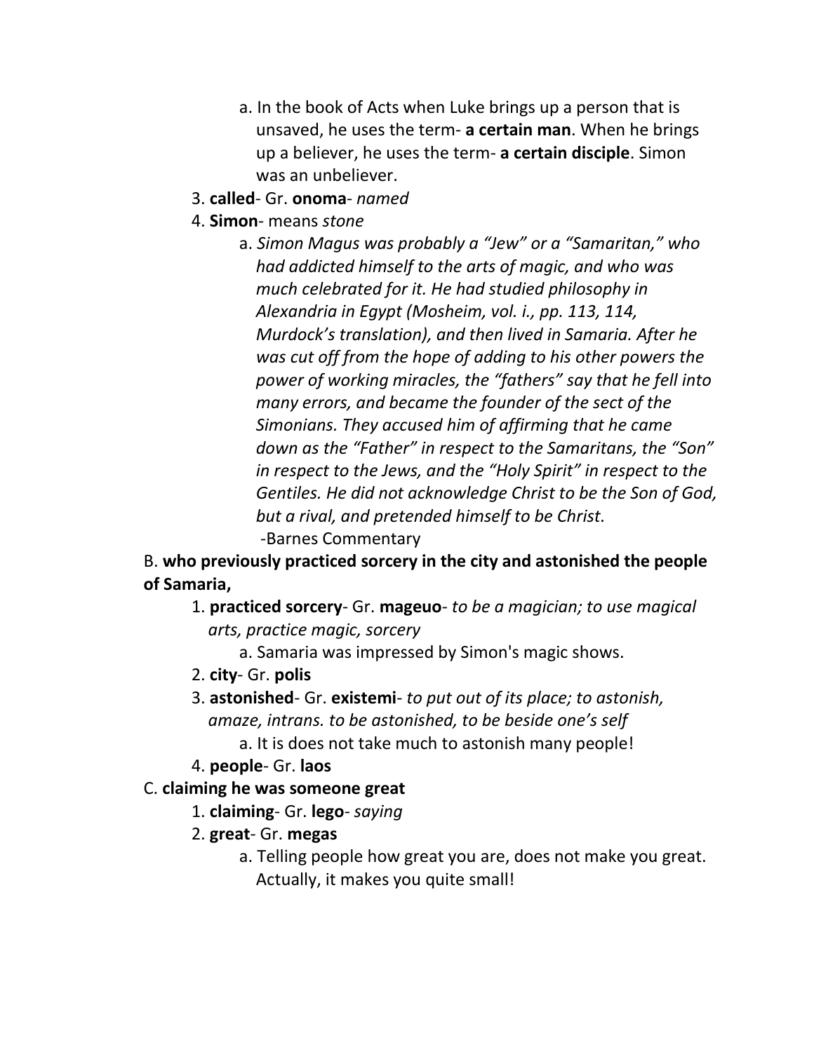- a. In the book of Acts when Luke brings up a person that is unsaved, he uses the term- **a certain man**. When he brings up a believer, he uses the term- **a certain disciple**. Simon was an unbeliever.

3. **called**- Gr. **onoma**- *named*
4. **Simon**- means *stone*
   - a. *Simon Magus was probably a "Jew" or a "Samaritan," who had addicted himself to the arts of magic, and who was much celebrated for it. He had studied philosophy in Alexandria in Egypt (Mosheim, vol. i., pp. 113, 114, Murdock's translation), and then lived in Samaria. After he was cut off from the hope of adding to his other powers the power of working miracles, the "fathers" say that he fell into many errors, and became the founder of the sect of the Simonians. They accused him of affirming that he came down as the "Father" in respect to the Samaritans, the "Son" in respect to the Jews, and the "Holy Spirit" in respect to the Gentiles. He did not acknowledge Christ to be the Son of God, but a rival, and pretended himself to be Christ.*
     -Barnes Commentary

B. **who previously practiced sorcery in the city and astonished the people of Samaria,**

1. **practiced sorcery**- Gr. **mageuo**- *to be a magician; to use magical arts, practice magic, sorcery*
   - a. Samaria was impressed by Simon's magic shows.
2. **city**- Gr. **polis**
3. **astonished**- Gr. **existemi**- *to put out of its place; to astonish, amaze, intrans. to be astonished, to be beside one's self*
   - a. It is does not take much to astonish many people!
4. **people**- Gr. **laos**

C. **claiming he was someone great**

1. **claiming**- Gr. **lego**- *saying*
2. **great**- Gr. **megas**
   - a. Telling people how great you are, does not make you great. Actually, it makes you quite small!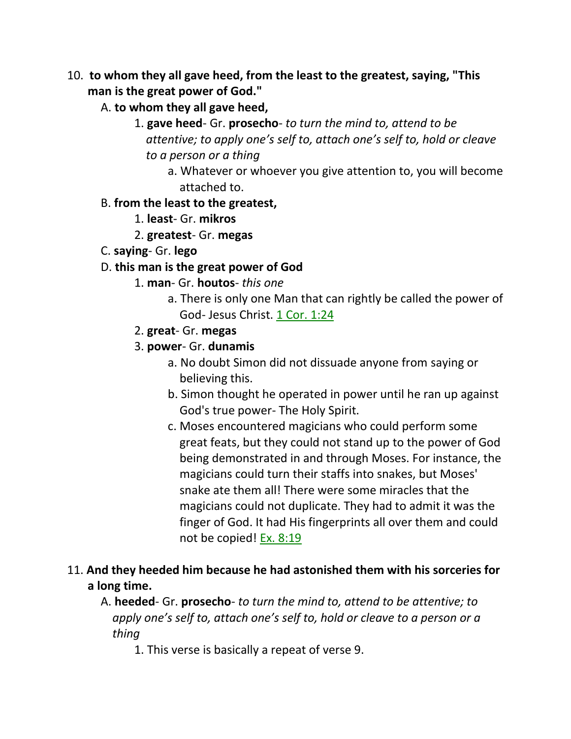10. **to whom they all gave heed, from the least to the greatest, saying, "This man is the great power of God."**
    - A. **to whom they all gave heed,**
        - 1. **gave heed**- Gr. **prosecho**- *to turn the mind to, attend to be attentive; to apply one's self to, attach one's self to, hold or cleave to a person or a thing*
            - a. Whatever or whoever you give attention to, you will become attached to.
    - B. **from the least to the greatest,**
        - 1. **least**- Gr. **mikros**
        - 2. **greatest**- Gr. **megas**
    - C. **saying**- Gr. **lego**
    - D. **this man is the great power of God**
        - 1. **man**- Gr. **houtos**- *this one*
            - a. There is only one Man that can rightly be called the power of God- Jesus Christ. 1 Cor. 1:24
        - 2. **great**- Gr. **megas**
        - 3. **power**- Gr. **dunamis**
            - a. No doubt Simon did not dissuade anyone from saying or believing this.
            - b. Simon thought he operated in power until he ran up against God's true power- The Holy Spirit.
            - c. Moses encountered magicians who could perform some great feats, but they could not stand up to the power of God being demonstrated in and through Moses. For instance, the magicians could turn their staffs into snakes, but Moses' snake ate them all! There were some miracles that the magicians could not duplicate. They had to admit it was the finger of God. It had His fingerprints all over them and could not be copied! Ex. 8:19

11. **And they heeded him because he had astonished them with his sorceries for a long time.**
    - A. **heeded**- Gr. **prosecho**- *to turn the mind to, attend to be attentive; to apply one's self to, attach one's self to, hold or cleave to a person or a thing*
        - 1. This verse is basically a repeat of verse 9.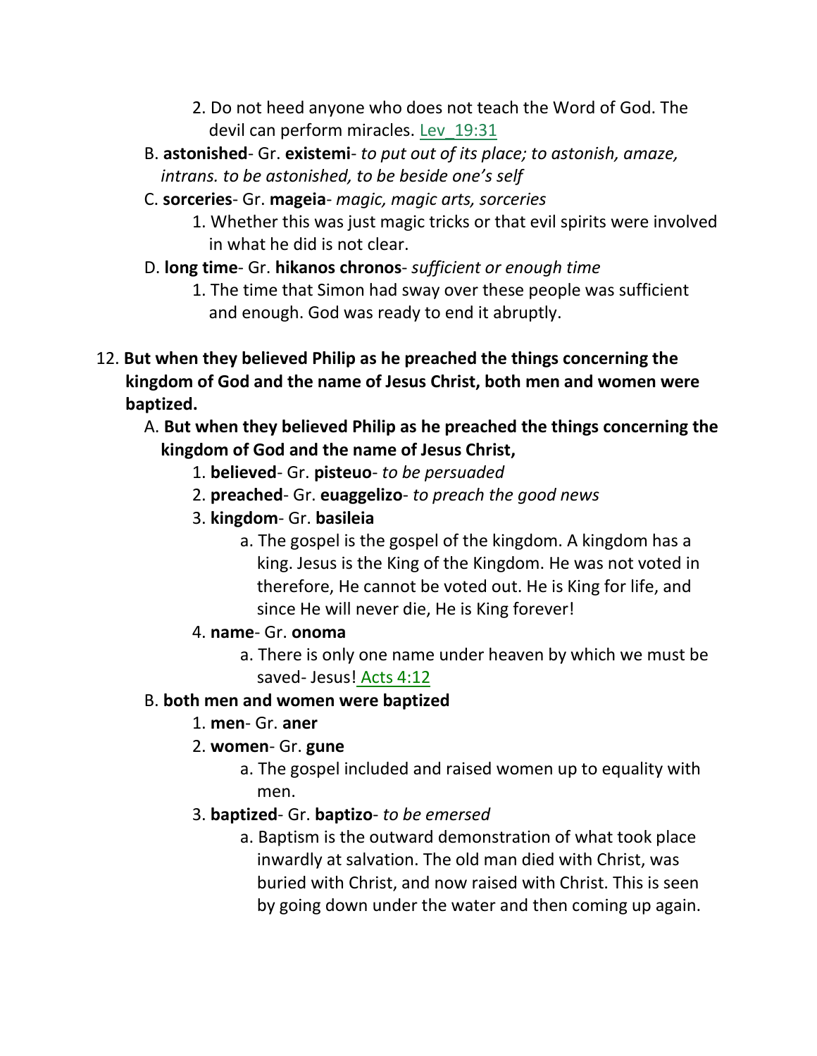2. Do not heed anyone who does not teach the Word of God. The devil can perform miracles. Lev_19:31

B. **astonished**- Gr. **existemi**- *to put out of its place; to astonish, amaze, intrans. to be astonished, to be beside one's self*

C. **sorceries**- Gr. **mageia**- *magic, magic arts, sorceries*

1. Whether this was just magic tricks or that evil spirits were involved in what he did is not clear.

D. **long time**- Gr. **hikanos chronos**- *sufficient or enough time*

1. The time that Simon had sway over these people was sufficient and enough. God was ready to end it abruptly.

12. **But when they believed Philip as he preached the things concerning the kingdom of God and the name of Jesus Christ, both men and women were baptized.**

A. **But when they believed Philip as he preached the things concerning the kingdom of God and the name of Jesus Christ,**

1. **believed**- Gr. **pisteuo**- *to be persuaded*
2. **preached**- Gr. **euaggelizo**- *to preach the good news*
3. **kingdom**- Gr. **basileia**
   a. The gospel is the gospel of the kingdom. A kingdom has a king. Jesus is the King of the Kingdom. He was not voted in therefore, He cannot be voted out. He is King for life, and since He will never die, He is King forever!
4. **name**- Gr. **onoma**
   a. There is only one name under heaven by which we must be saved- Jesus! Acts 4:12

B. **both men and women were baptized**

1. **men**- Gr. **aner**
2. **women**- Gr. **gune**
   a. The gospel included and raised women up to equality with men.
3. **baptized**- Gr. **baptizo**- *to be emersed*
   a. Baptism is the outward demonstration of what took place inwardly at salvation. The old man died with Christ, was buried with Christ, and now raised with Christ. This is seen by going down under the water and then coming up again.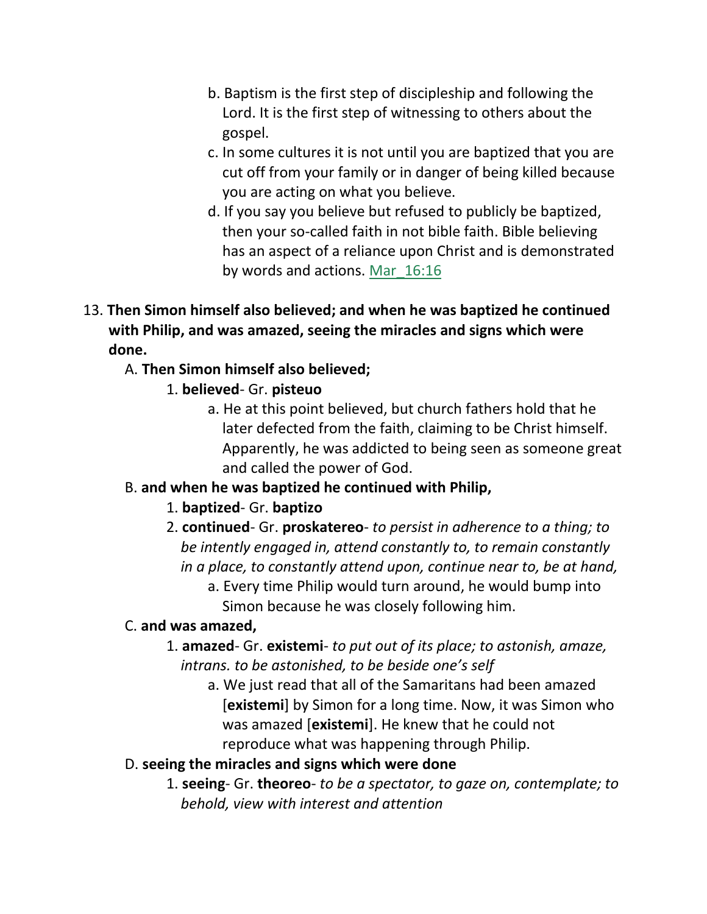b. Baptism is the first step of discipleship and following the Lord. It is the first step of witnessing to others about the gospel.

c. In some cultures it is not until you are baptized that you are cut off from your family or in danger of being killed because you are acting on what you believe.

d. If you say you believe but refused to publicly be baptized, then your so-called faith in not bible faith. Bible believing has an aspect of a reliance upon Christ and is demonstrated by words and actions. Mar_16:16

13. **Then Simon himself also believed; and when he was baptized he continued with Philip, and was amazed, seeing the miracles and signs which were done.**

A. **Then Simon himself also believed;**

1. **believed**- Gr. **pisteuo**

a. He at this point believed, but church fathers hold that he later defected from the faith, claiming to be Christ himself. Apparently, he was addicted to being seen as someone great and called the power of God.

B. **and when he was baptized he continued with Philip,**

1. **baptized**- Gr. **baptizo**

2. **continued**- Gr. **proskatereo**- *to persist in adherence to a thing; to be intently engaged in, attend constantly to, to remain constantly in a place, to constantly attend upon, continue near to, be at hand,*

a. Every time Philip would turn around, he would bump into Simon because he was closely following him.

C. **and was amazed,**

1. **amazed**- Gr. **existemi**- *to put out of its place; to astonish, amaze, intrans. to be astonished, to be beside one's self*

a. We just read that all of the Samaritans had been amazed [**existemi**] by Simon for a long time. Now, it was Simon who was amazed [**existemi**]. He knew that he could not reproduce what was happening through Philip.

D. **seeing the miracles and signs which were done**

1. **seeing**- Gr. **theoreo**- *to be a spectator, to gaze on, contemplate; to behold, view with interest and attention*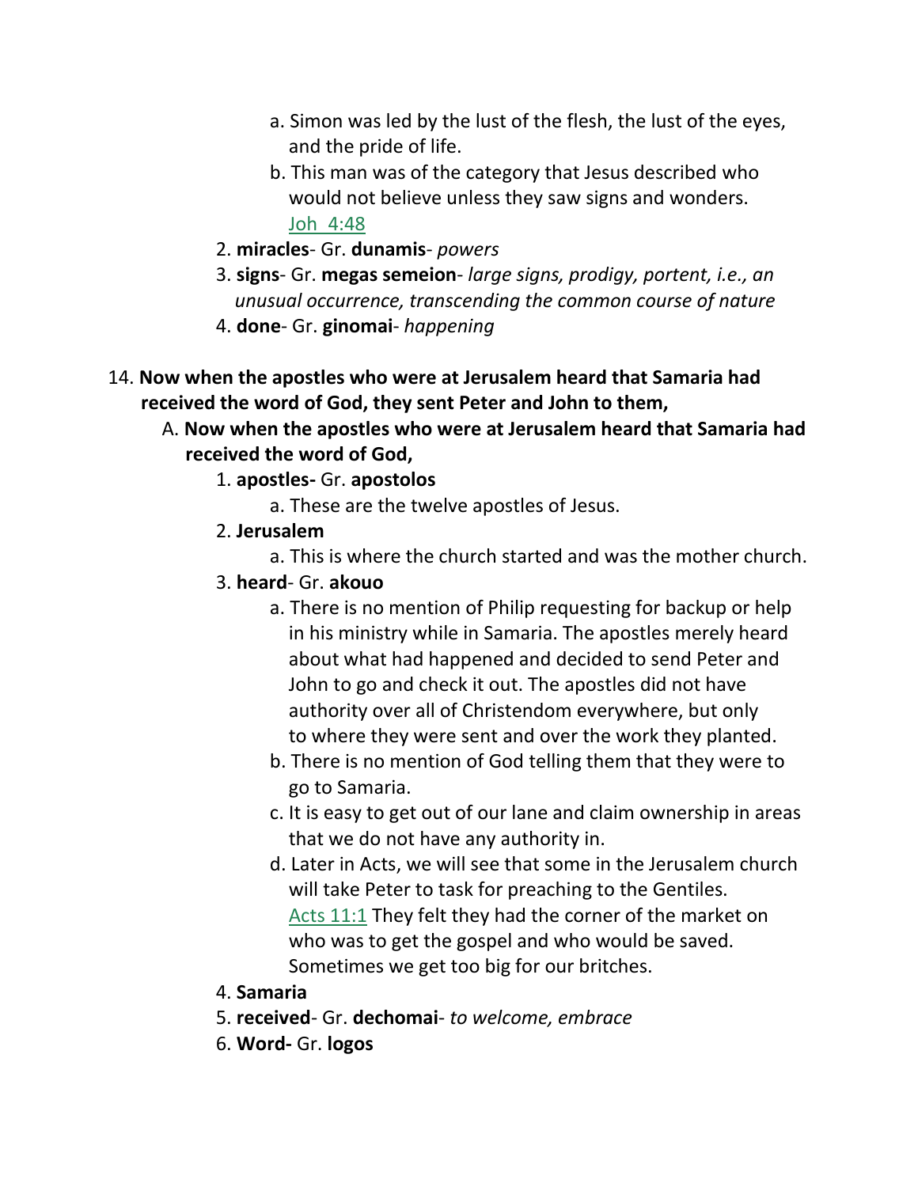a. Simon was led by the lust of the flesh, the lust of the eyes, and the pride of life.
b. This man was of the category that Jesus described who would not believe unless they saw signs and wonders. Joh 4:48

2. **miracles**- Gr. **dunamis**- *powers*
3. **signs**- Gr. **megas semeion**- *large signs, prodigy, portent, i.e., an unusual occurrence, transcending the common course of nature*
4. **done**- Gr. **ginomai**- *happening*

14. **Now when the apostles who were at Jerusalem heard that Samaria had received the word of God, they sent Peter and John to them,**

A. **Now when the apostles who were at Jerusalem heard that Samaria had received the word of God,**

1. **apostles-** Gr. **apostolos**
   a. These are the twelve apostles of Jesus.
2. **Jerusalem**
   a. This is where the church started and was the mother church.
3. **heard**- Gr. **akouo**
   a. There is no mention of Philip requesting for backup or help in his ministry while in Samaria. The apostles merely heard about what had happened and decided to send Peter and John to go and check it out. The apostles did not have authority over all of Christendom everywhere, but only to where they were sent and over the work they planted.
   b. There is no mention of God telling them that they were to go to Samaria.
   c. It is easy to get out of our lane and claim ownership in areas that we do not have any authority in.
   d. Later in Acts, we will see that some in the Jerusalem church will take Peter to task for preaching to the Gentiles. Acts 11:1 They felt they had the corner of the market on who was to get the gospel and who would be saved. Sometimes we get too big for our britches.
4. **Samaria**
5. **received**- Gr. **dechomai**- *to welcome, embrace*
6. **Word-** Gr. **logos**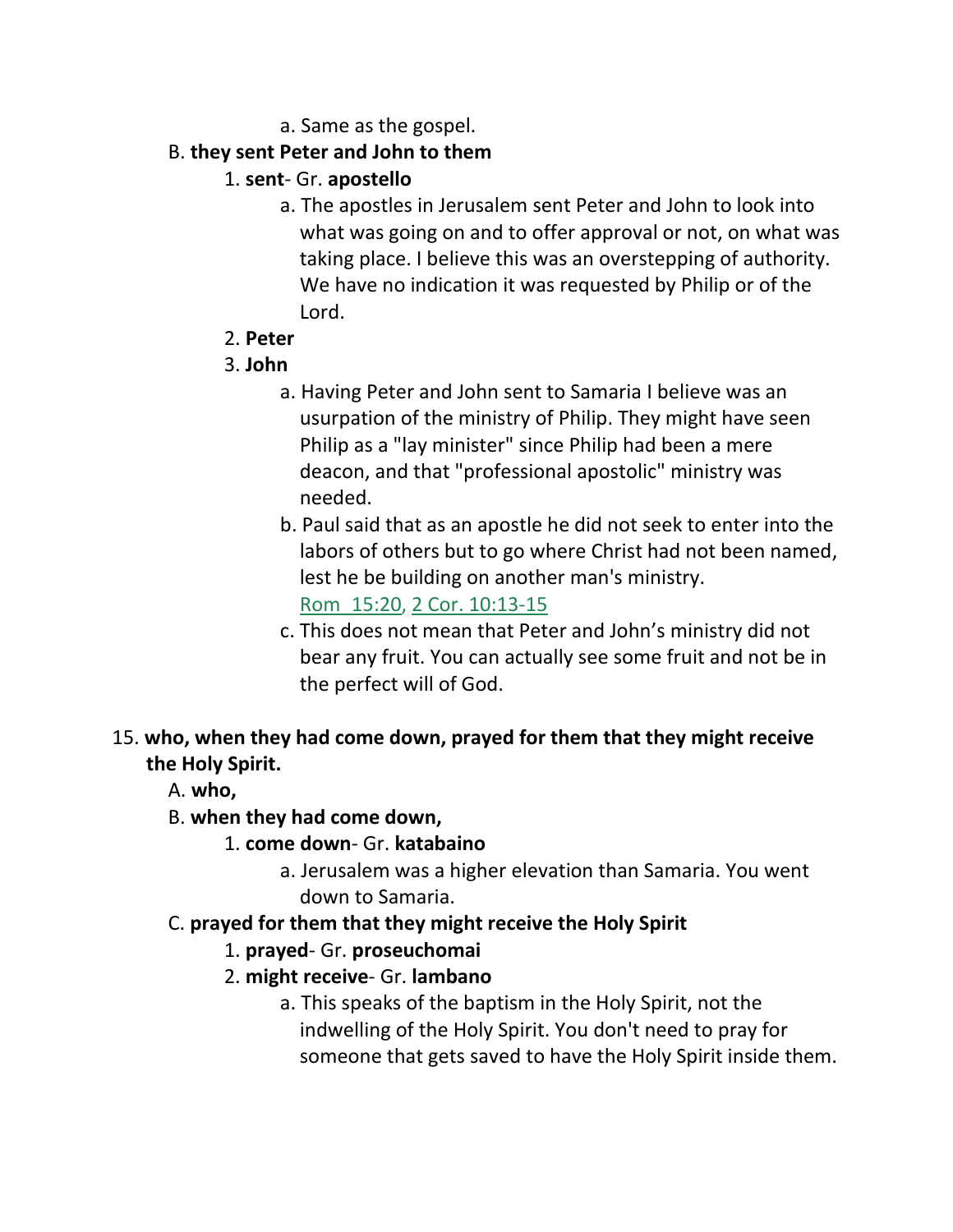a. Same as the gospel.

B. **they sent Peter and John to them**

1. **sent**- Gr. **apostello**

a. The apostles in Jerusalem sent Peter and John to look into what was going on and to offer approval or not, on what was taking place. I believe this was an overstepping of authority. We have no indication it was requested by Philip or of the Lord.

2. **Peter**

3. **John**

a. Having Peter and John sent to Samaria I believe was an usurpation of the ministry of Philip. They might have seen Philip as a "lay minister" since Philip had been a mere deacon, and that "professional apostolic" ministry was needed.

b. Paul said that as an apostle he did not seek to enter into the labors of others but to go where Christ had not been named, lest he be building on another man's ministry. Rom 15:20, 2 Cor. 10:13-15

c. This does not mean that Peter and John's ministry did not bear any fruit. You can actually see some fruit and not be in the perfect will of God.

15. **who, when they had come down, prayed for them that they might receive the Holy Spirit.**

A. **who,**

B. **when they had come down,**

1. **come down**- Gr. **katabaino**

a. Jerusalem was a higher elevation than Samaria. You went down to Samaria.

C. **prayed for them that they might receive the Holy Spirit**

1. **prayed**- Gr. **proseuchomai**

2. **might receive**- Gr. **lambano**

a. This speaks of the baptism in the Holy Spirit, not the indwelling of the Holy Spirit. You don't need to pray for someone that gets saved to have the Holy Spirit inside them.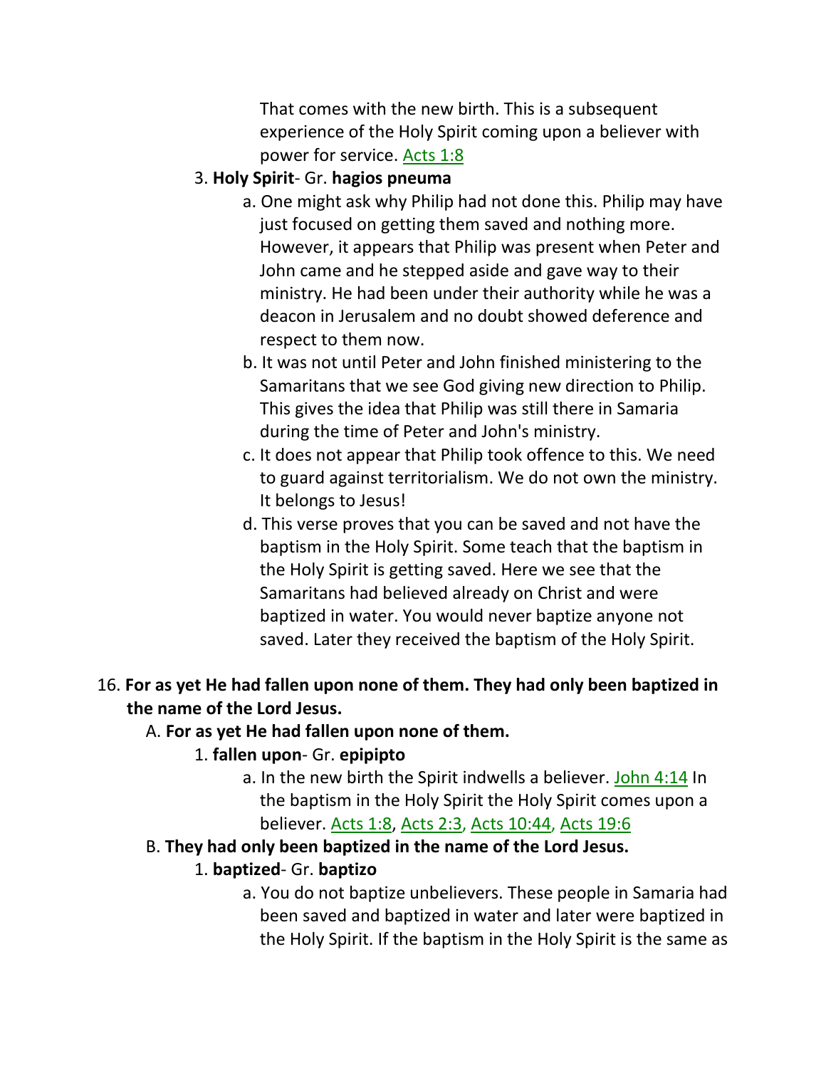That comes with the new birth. This is a subsequent experience of the Holy Spirit coming upon a believer with power for service. Acts 1:8

3. **Holy Spirit**- Gr. **hagios pneuma**

    a. One might ask why Philip had not done this. Philip may have just focused on getting them saved and nothing more. However, it appears that Philip was present when Peter and John came and he stepped aside and gave way to their ministry. He had been under their authority while he was a deacon in Jerusalem and no doubt showed deference and respect to them now.

    b. It was not until Peter and John finished ministering to the Samaritans that we see God giving new direction to Philip. This gives the idea that Philip was still there in Samaria during the time of Peter and John's ministry.

    c. It does not appear that Philip took offence to this. We need to guard against territorialism. We do not own the ministry. It belongs to Jesus!

    d. This verse proves that you can be saved and not have the baptism in the Holy Spirit. Some teach that the baptism in the Holy Spirit is getting saved. Here we see that the Samaritans had believed already on Christ and were baptized in water. You would never baptize anyone not saved. Later they received the baptism of the Holy Spirit.

16. **For as yet He had fallen upon none of them. They had only been baptized in the name of the Lord Jesus.**

  A. **For as yet He had fallen upon none of them.**

    1. **fallen upon**- Gr. **epipipto**

      a. In the new birth the Spirit indwells a believer. John 4:14 In the baptism in the Holy Spirit the Holy Spirit comes upon a believer. Acts 1:8, Acts 2:3, Acts 10:44, Acts 19:6

  B. **They had only been baptized in the name of the Lord Jesus.**

    1. **baptized**- Gr. **baptizo**

      a. You do not baptize unbelievers. These people in Samaria had been saved and baptized in water and later were baptized in the Holy Spirit. If the baptism in the Holy Spirit is the same as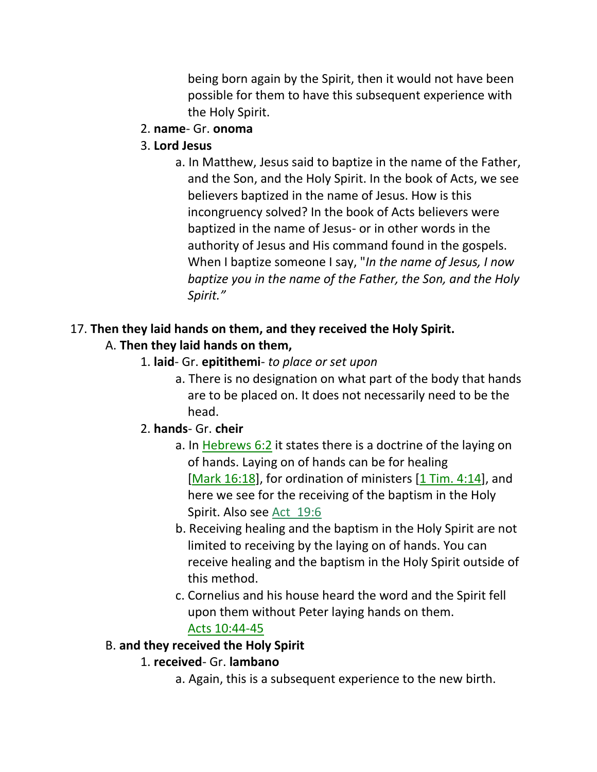being born again by the Spirit, then it would not have been possible for them to have this subsequent experience with the Holy Spirit.

2. **name**- Gr. **onoma**
3. **Lord Jesus**
    a. In Matthew, Jesus said to baptize in the name of the Father, and the Son, and the Holy Spirit. In the book of Acts, we see believers baptized in the name of Jesus. How is this incongruency solved? In the book of Acts believers were baptized in the name of Jesus- or in other words in the authority of Jesus and His command found in the gospels. When I baptize someone I say, "*In the name of Jesus, I now baptize you in the name of the Father, the Son, and the Holy Spirit."*

17. **Then they laid hands on them, and they received the Holy Spirit.**
    A. **Then they laid hands on them,**
        1. **laid**- Gr. **epitithemi**- *to place or set upon*
            a. There is no designation on what part of the body that hands are to be placed on. It does not necessarily need to be the head.
        2. **hands**- Gr. **cheir**
            a. In Hebrews 6:2 it states there is a doctrine of the laying on of hands. Laying on of hands can be for healing [Mark 16:18], for ordination of ministers [1 Tim. 4:14], and here we see for the receiving of the baptism in the Holy Spirit. Also see Act 19:6
            b. Receiving healing and the baptism in the Holy Spirit are not limited to receiving by the laying on of hands. You can receive healing and the baptism in the Holy Spirit outside of this method.
            c. Cornelius and his house heard the word and the Spirit fell upon them without Peter laying hands on them. Acts 10:44-45
    B. **and they received the Holy Spirit**
        1. **received**- Gr. **lambano**
            a. Again, this is a subsequent experience to the new birth.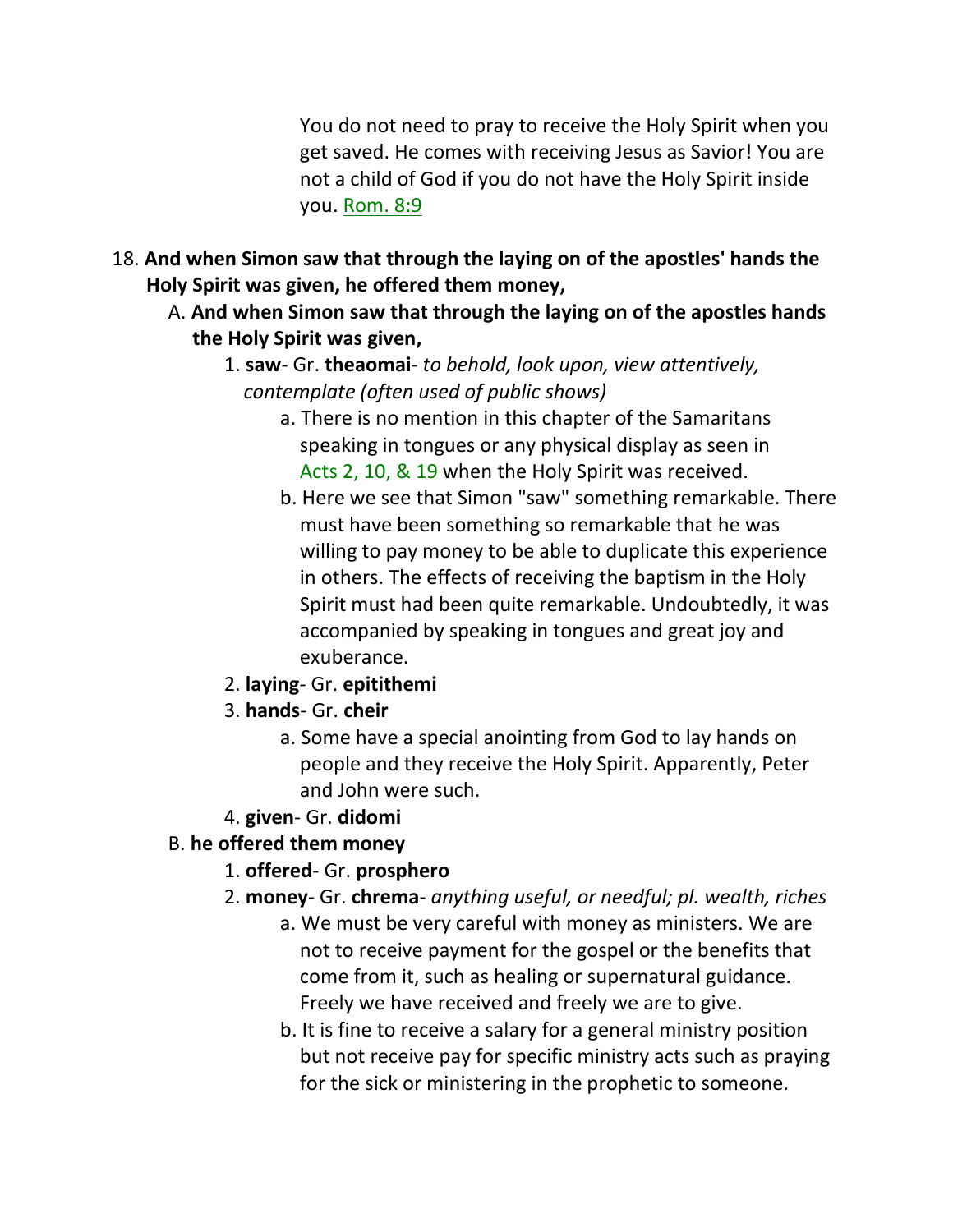You do not need to pray to receive the Holy Spirit when you get saved. He comes with receiving Jesus as Savior! You are not a child of God if you do not have the Holy Spirit inside you. Rom. 8:9

18. **And when Simon saw that through the laying on of the apostles' hands the Holy Spirit was given, he offered them money,**
   - A. **And when Simon saw that through the laying on of the apostles hands the Holy Spirit was given,**
      1. **saw**- Gr. **theaomai**- *to behold, look upon, view attentively, contemplate (often used of public shows)*
         - a. There is no mention in this chapter of the Samaritans speaking in tongues or any physical display as seen in Acts 2, 10, & 19 when the Holy Spirit was received.
         - b. Here we see that Simon "saw" something remarkable. There must have been something so remarkable that he was willing to pay money to be able to duplicate this experience in others. The effects of receiving the baptism in the Holy Spirit must had been quite remarkable. Undoubtedly, it was accompanied by speaking in tongues and great joy and exuberance.
      2. **laying**- Gr. **epitithemi**
      3. **hands**- Gr. **cheir**
         - a. Some have a special anointing from God to lay hands on people and they receive the Holy Spirit. Apparently, Peter and John were such.
      4. **given**- Gr. **didomi**
   - B. **he offered them money**
      1. **offered**- Gr. **prosphero**
      2. **money**- Gr. **chrema**- *anything useful, or needful; pl. wealth, riches*
         - a. We must be very careful with money as ministers. We are not to receive payment for the gospel or the benefits that come from it, such as healing or supernatural guidance. Freely we have received and freely we are to give.
         - b. It is fine to receive a salary for a general ministry position but not receive pay for specific ministry acts such as praying for the sick or ministering in the prophetic to someone.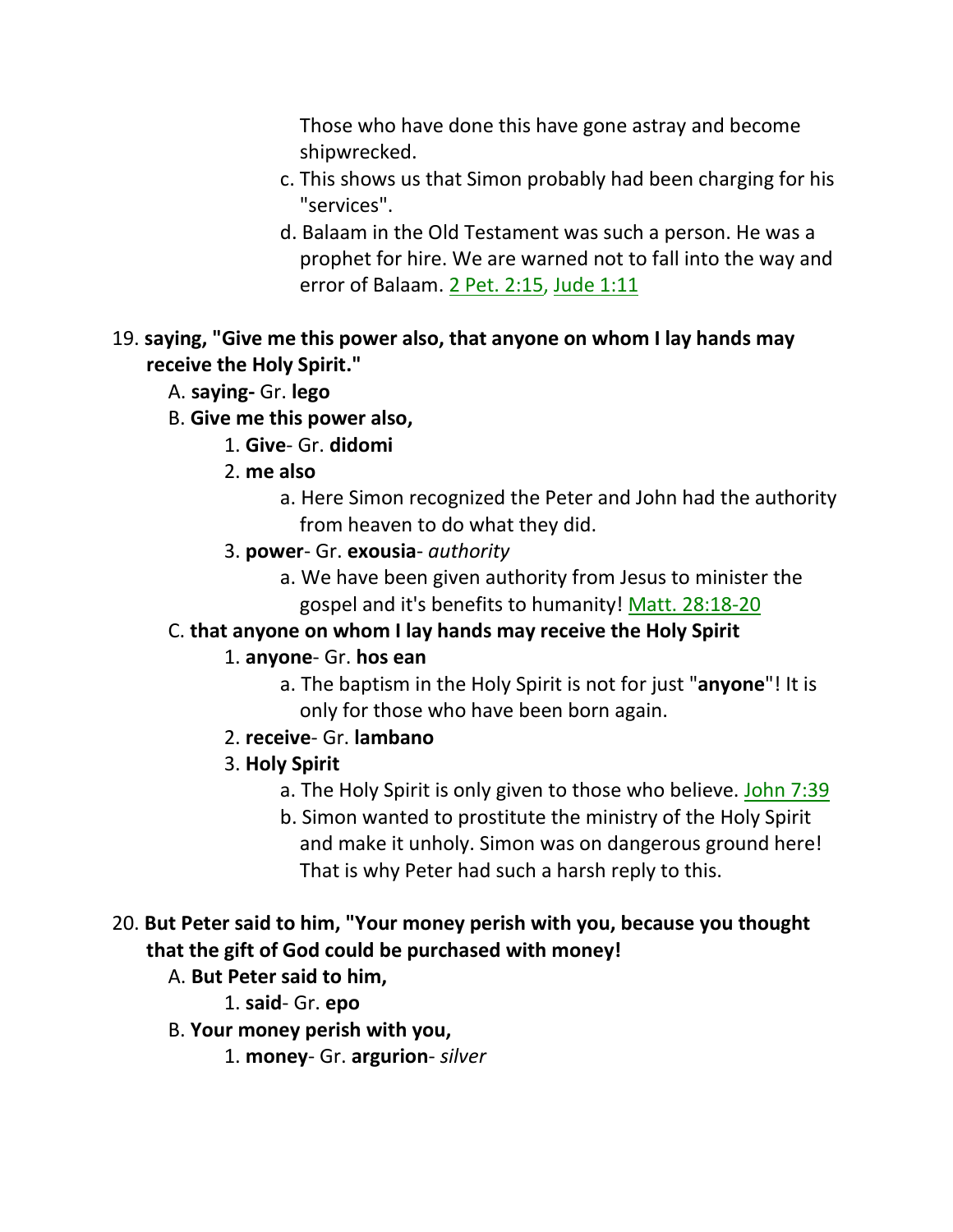Those who have done this have gone astray and become shipwrecked.

c. This shows us that Simon probably had been charging for his "services".

d. Balaam in the Old Testament was such a person. He was a prophet for hire. We are warned not to fall into the way and error of Balaam. 2 Pet. 2:15, Jude 1:11

19. **saying, "Give me this power also, that anyone on whom I lay hands may receive the Holy Spirit."**

   A. **saying-** Gr. **lego**

   B. **Give me this power also,**

      1. **Give**- Gr. **didomi**

      2. **me also**

         a. Here Simon recognized the Peter and John had the authority from heaven to do what they did.

      3. **power**- Gr. **exousia**- *authority*

         a. We have been given authority from Jesus to minister the gospel and it's benefits to humanity! Matt. 28:18-20

   C. **that anyone on whom I lay hands may receive the Holy Spirit**

      1. **anyone**- Gr. **hos ean**

         a. The baptism in the Holy Spirit is not for just "**anyone**"! It is only for those who have been born again.

      2. **receive**- Gr. **lambano**

      3. **Holy Spirit**

         a. The Holy Spirit is only given to those who believe. John 7:39

         b. Simon wanted to prostitute the ministry of the Holy Spirit and make it unholy. Simon was on dangerous ground here! That is why Peter had such a harsh reply to this.

20. **But Peter said to him, "Your money perish with you, because you thought that the gift of God could be purchased with money!**

   A. **But Peter said to him,**

      1. **said**- Gr. **epo**

   B. **Your money perish with you,**

      1. **money**- Gr. **argurion**- *silver*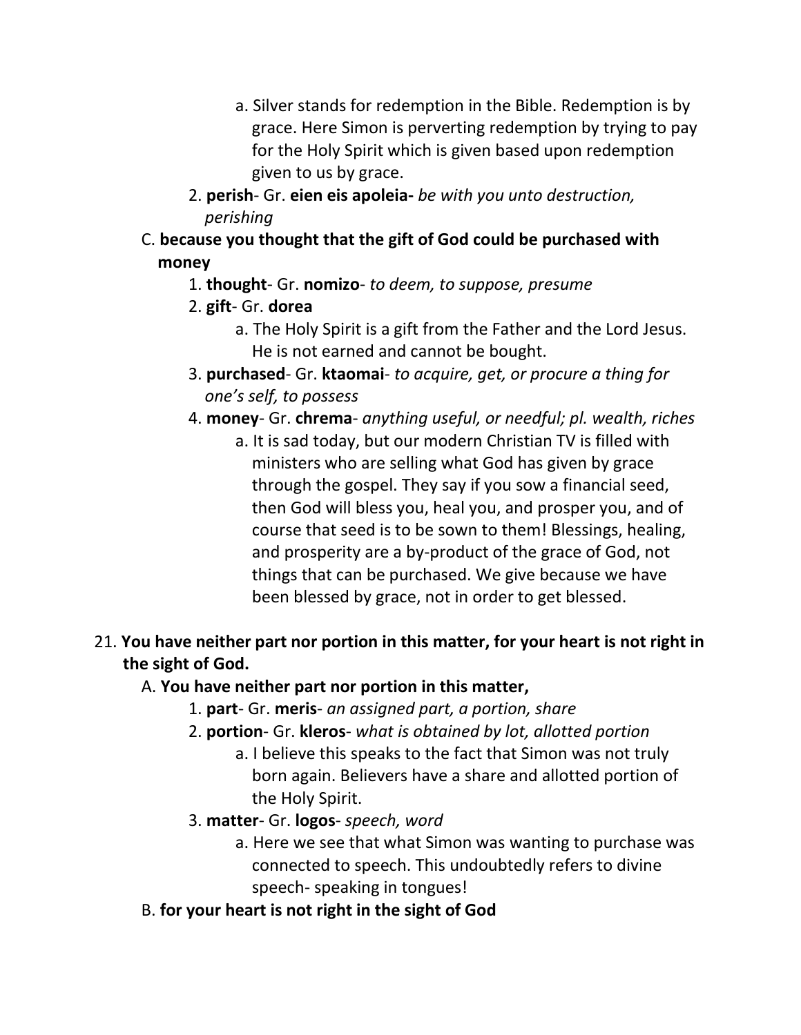a. Silver stands for redemption in the Bible. Redemption is by grace. Here Simon is perverting redemption by trying to pay for the Holy Spirit which is given based upon redemption given to us by grace.

    2. **perish**- Gr. **eien eis apoleia-** *be with you unto destruction, perishing*

  C. **because you thought that the gift of God could be purchased with money**

    1. **thought**- Gr. **nomizo**- *to deem, to suppose, presume*
    2. **gift**- Gr. **dorea**
        a. The Holy Spirit is a gift from the Father and the Lord Jesus. He is not earned and cannot be bought.
    3. **purchased**- Gr. **ktaomai**- *to acquire, get, or procure a thing for one's self, to possess*
    4. **money**- Gr. **chrema**- *anything useful, or needful; pl. wealth, riches*
        a. It is sad today, but our modern Christian TV is filled with ministers who are selling what God has given by grace through the gospel. They say if you sow a financial seed, then God will bless you, heal you, and prosper you, and of course that seed is to be sown to them! Blessings, healing, and prosperity are a by-product of the grace of God, not things that can be purchased. We give because we have been blessed by grace, not in order to get blessed.

21. **You have neither part nor portion in this matter, for your heart is not right in the sight of God.**

  A. **You have neither part nor portion in this matter,**

    1. **part**- Gr. **meris**- *an assigned part, a portion, share*
    2. **portion**- Gr. **kleros**- *what is obtained by lot, allotted portion*
        a. I believe this speaks to the fact that Simon was not truly born again. Believers have a share and allotted portion of the Holy Spirit.
    3. **matter**- Gr. **logos**- *speech, word*
        a. Here we see that what Simon was wanting to purchase was connected to speech. This undoubtedly refers to divine speech- speaking in tongues!

  B. **for your heart is not right in the sight of God**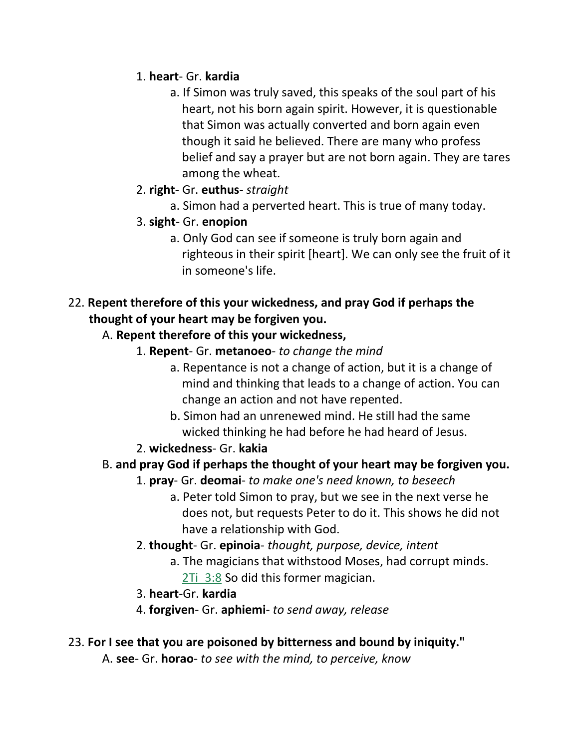1. **heart**- Gr. **kardia**
    a. If Simon was truly saved, this speaks of the soul part of his heart, not his born again spirit. However, it is questionable that Simon was actually converted and born again even though it said he believed. There are many who profess belief and say a prayer but are not born again. They are tares among the wheat.
2. **right**- Gr. **euthus**- *straight*
    a. Simon had a perverted heart. This is true of many today.
3. **sight**- Gr. **enopion**
    a. Only God can see if someone is truly born again and righteous in their spirit [heart]. We can only see the fruit of it in someone's life.

22. **Repent therefore of this your wickedness, and pray God if perhaps the thought of your heart may be forgiven you.**
    A. **Repent therefore of this your wickedness,**
        1. **Repent**- Gr. **metanoeo**- *to change the mind*
            a. Repentance is not a change of action, but it is a change of mind and thinking that leads to a change of action. You can change an action and not have repented.
            b. Simon had an unrenewed mind. He still had the same wicked thinking he had before he had heard of Jesus.
        2. **wickedness**- Gr. **kakia**
    B. **and pray God if perhaps the thought of your heart may be forgiven you.**
        1. **pray**- Gr. **deomai**- *to make one's need known, to beseech*
            a. Peter told Simon to pray, but we see in the next verse he does not, but requests Peter to do it. This shows he did not have a relationship with God.
        2. **thought**- Gr. **epinoia**- *thought, purpose, device, intent*
            a. The magicians that withstood Moses, had corrupt minds. 2Ti 3:8 So did this former magician.
        3. **heart**-Gr. **kardia**
        4. **forgiven**- Gr. **aphiemi**- *to send away, release*

23. **For I see that you are poisoned by bitterness and bound by iniquity."**
    A. **see**- Gr. **horao**- *to see with the mind, to perceive, know*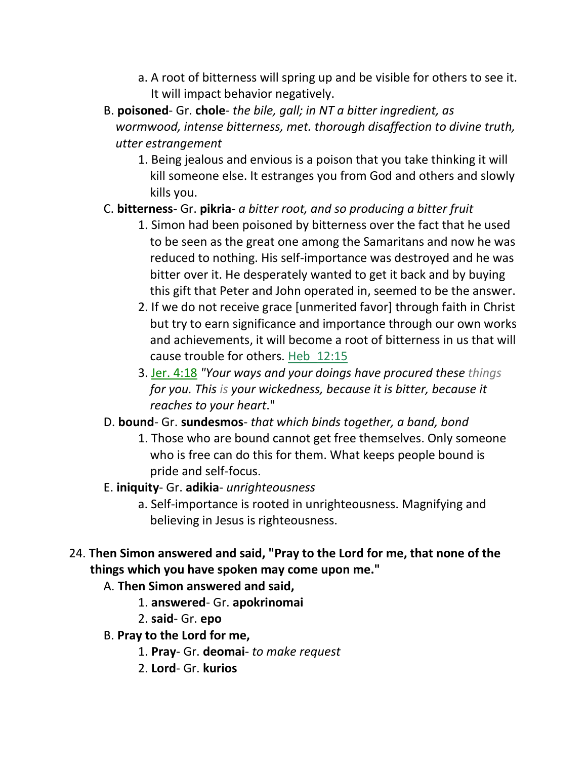a. A root of bitterness will spring up and be visible for others to see it. It will impact behavior negatively.

B. **poisoned**- Gr. **chole**- *the bile, gall; in NT a bitter ingredient, as wormwood, intense bitterness, met. thorough disaffection to divine truth, utter estrangement*

1. Being jealous and envious is a poison that you take thinking it will kill someone else. It estranges you from God and others and slowly kills you.

C. **bitterness**- Gr. **pikria**- *a bitter root, and so producing a bitter fruit*

1. Simon had been poisoned by bitterness over the fact that he used to be seen as the great one among the Samaritans and now he was reduced to nothing. His self-importance was destroyed and he was bitter over it. He desperately wanted to get it back and by buying this gift that Peter and John operated in, seemed to be the answer.
2. If we do not receive grace [unmerited favor] through faith in Christ but try to earn significance and importance through our own works and achievements, it will become a root of bitterness in us that will cause trouble for others. Heb_12:15
3. Jer. 4:18 *"Your ways and your doings have procured these things for you. This is your wickedness, because it is bitter, because it reaches to your heart*."

D. **bound**- Gr. **sundesmos**- *that which binds together, a band, bond*

1. Those who are bound cannot get free themselves. Only someone who is free can do this for them. What keeps people bound is pride and self-focus.

E. **iniquity**- Gr. **adikia**- *unrighteousness*

a. Self-importance is rooted in unrighteousness. Magnifying and believing in Jesus is righteousness.

24. **Then Simon answered and said, "Pray to the Lord for me, that none of the things which you have spoken may come upon me."**

A. **Then Simon answered and said,**

1. **answered**- Gr. **apokrinomai**
2. **said**- Gr. **epo**

B. **Pray to the Lord for me,**

1. **Pray**- Gr. **deomai**- *to make request*
2. **Lord**- Gr. **kurios**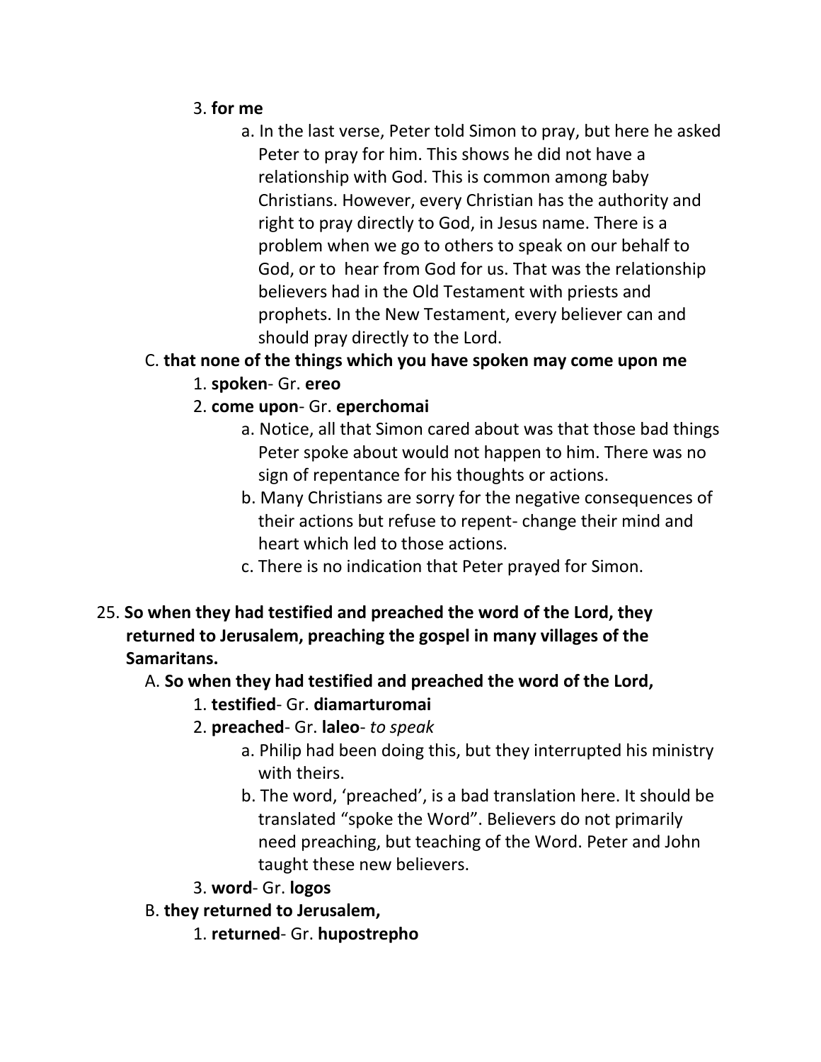3. **for me**
    a. In the last verse, Peter told Simon to pray, but here he asked Peter to pray for him. This shows he did not have a relationship with God. This is common among baby Christians. However, every Christian has the authority and right to pray directly to God, in Jesus name. There is a problem when we go to others to speak on our behalf to God, or to hear from God for us. That was the relationship believers had in the Old Testament with priests and prophets. In the New Testament, every believer can and should pray directly to the Lord.

C. **that none of the things which you have spoken may come upon me**
1. **spoken**- Gr. **ereo**
2. **come upon**- Gr. **eperchomai**
    a. Notice, all that Simon cared about was that those bad things Peter spoke about would not happen to him. There was no sign of repentance for his thoughts or actions.
    b. Many Christians are sorry for the negative consequences of their actions but refuse to repent- change their mind and heart which led to those actions.
    c. There is no indication that Peter prayed for Simon.

25. **So when they had testified and preached the word of the Lord, they returned to Jerusalem, preaching the gospel in many villages of the Samaritans.**

A. **So when they had testified and preached the word of the Lord,**
1. **testified**- Gr. **diamarturomai**
2. **preached**- Gr. **laleo**- *to speak*
    a. Philip had been doing this, but they interrupted his ministry with theirs.
    b. The word, 'preached', is a bad translation here. It should be translated "spoke the Word". Believers do not primarily need preaching, but teaching of the Word. Peter and John taught these new believers.
3. **word**- Gr. **logos**

B. **they returned to Jerusalem,**
1. **returned**- Gr. **hupostrepho**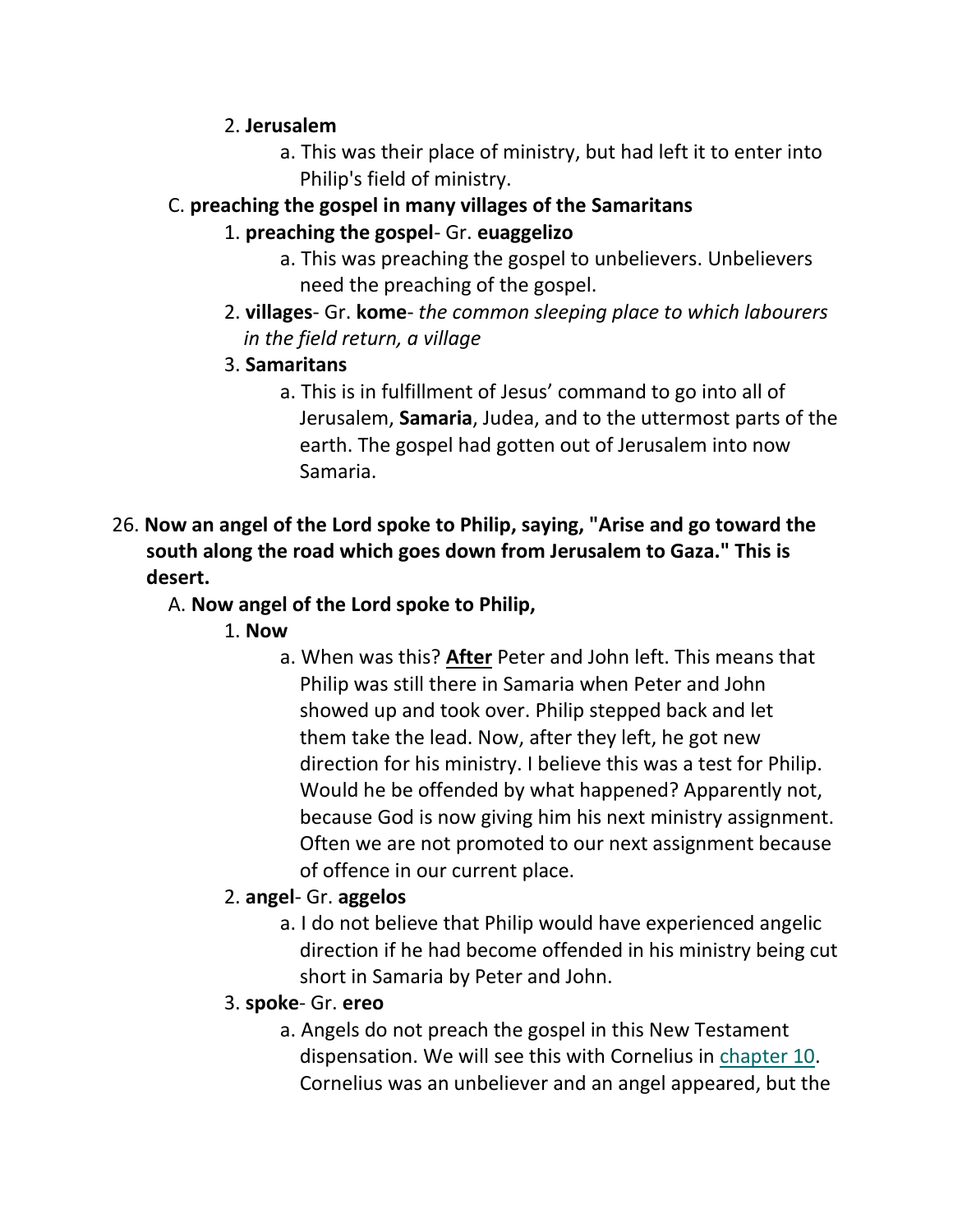2. **Jerusalem**
    a. This was their place of ministry, but had left it to enter into Philip's field of ministry.

C. **preaching the gospel in many villages of the Samaritans**

1. **preaching the gospel**- Gr. **euaggelizo**
    a. This was preaching the gospel to unbelievers. Unbelievers need the preaching of the gospel.
2. **villages**- Gr. **kome**- *the common sleeping place to which labourers in the field return, a village*
3. **Samaritans**
    a. This is in fulfillment of Jesus' command to go into all of Jerusalem, **Samaria**, Judea, and to the uttermost parts of the earth. The gospel had gotten out of Jerusalem into now Samaria.

26. **Now an angel of the Lord spoke to Philip, saying, "Arise and go toward the south along the road which goes down from Jerusalem to Gaza." This is desert.**

A. **Now angel of the Lord spoke to Philip,**

1. **Now**
    a. When was this? **<u>After</u>** Peter and John left. This means that Philip was still there in Samaria when Peter and John showed up and took over. Philip stepped back and let them take the lead. Now, after they left, he got new direction for his ministry. I believe this was a test for Philip. Would he be offended by what happened? Apparently not, because God is now giving him his next ministry assignment. Often we are not promoted to our next assignment because of offence in our current place.
2. **angel**- Gr. **aggelos**
    a. I do not believe that Philip would have experienced angelic direction if he had become offended in his ministry being cut short in Samaria by Peter and John.
3. **spoke**- Gr. **ereo**
    a. Angels do not preach the gospel in this New Testament dispensation. We will see this with Cornelius in chapter 10. Cornelius was an unbeliever and an angel appeared, but the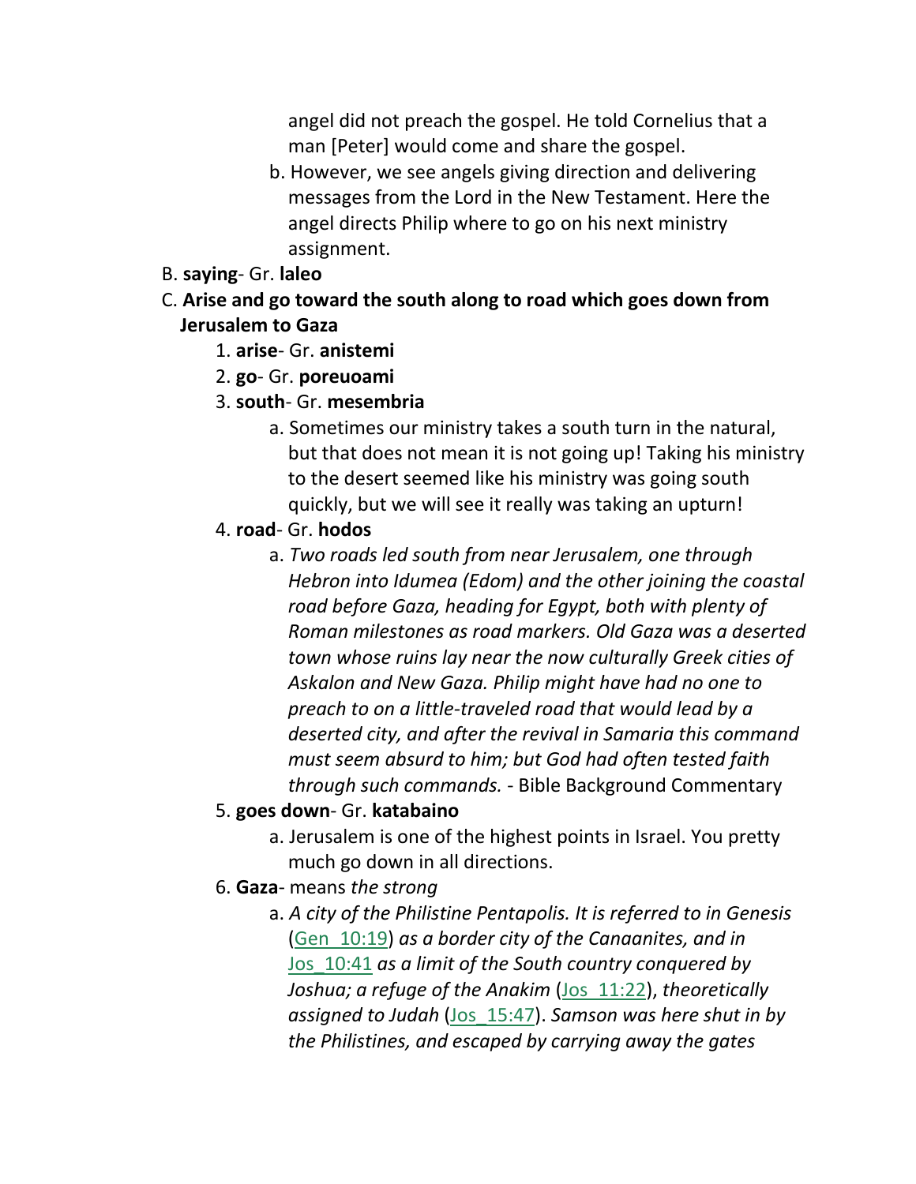angel did not preach the gospel. He told Cornelius that a man [Peter] would come and share the gospel.

b. However, we see angels giving direction and delivering messages from the Lord in the New Testament. Here the angel directs Philip where to go on his next ministry assignment.

B. **saying**- Gr. **laleo**

C. **Arise and go toward the south along to road which goes down from Jerusalem to Gaza**

1. **arise**- Gr. **anistemi**
2. **go**- Gr. **poreuoami**
3. **south**- Gr. **mesembria**
   - a. Sometimes our ministry takes a south turn in the natural, but that does not mean it is not going up! Taking his ministry to the desert seemed like his ministry was going south quickly, but we will see it really was taking an upturn!
4. **road**- Gr. **hodos**
   - a. *Two roads led south from near Jerusalem, one through Hebron into Idumea (Edom) and the other joining the coastal road before Gaza, heading for Egypt, both with plenty of Roman milestones as road markers. Old Gaza was a deserted town whose ruins lay near the now culturally Greek cities of Askalon and New Gaza. Philip might have had no one to preach to on a little-traveled road that would lead by a deserted city, and after the revival in Samaria this command must seem absurd to him; but God had often tested faith through such commands.* - Bible Background Commentary
5. **goes down**- Gr. **katabaino**
   - a. Jerusalem is one of the highest points in Israel. You pretty much go down in all directions.
6. **Gaza**- means *the strong*
   - a. *A city of the Philistine Pentapolis. It is referred to in Genesis* (Gen_10:19) *as a border city of the Canaanites, and in* Jos_10:41 *as a limit of the South country conquered by Joshua; a refuge of the Anakim* (Jos_11:22), *theoretically assigned to Judah* (Jos_15:47). *Samson was here shut in by the Philistines, and escaped by carrying away the gates*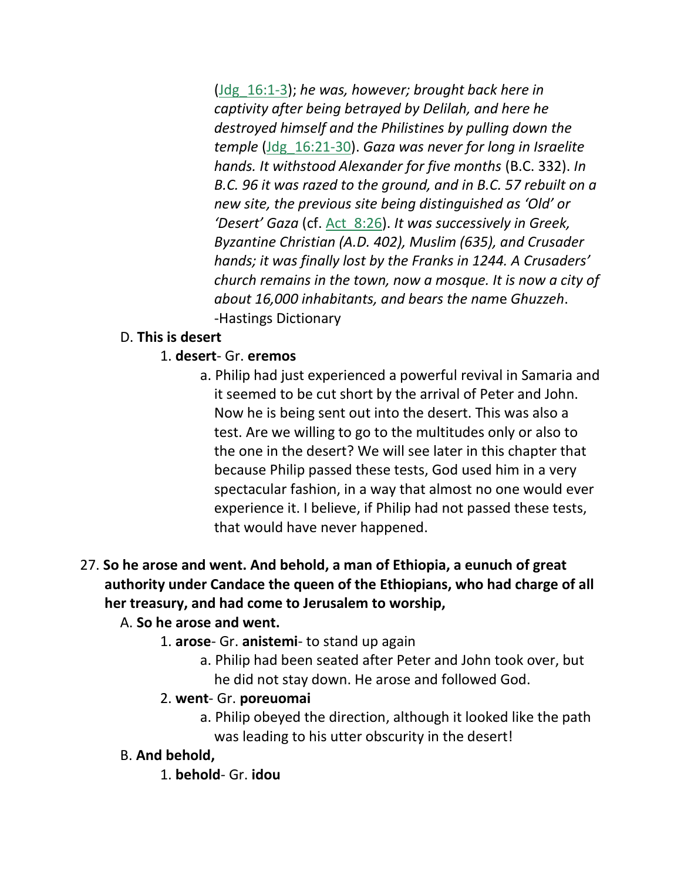(Jdg_16:1-3); *he was, however; brought back here in captivity after being betrayed by Delilah, and here he destroyed himself and the Philistines by pulling down the temple* (Jdg_16:21-30). *Gaza was never for long in Israelite hands. It withstood Alexander for five months* (B.C. 332). *In B.C. 96 it was razed to the ground, and in B.C. 57 rebuilt on a new site, the previous site being distinguished as 'Old' or 'Desert' Gaza* (cf. Act_8:26). *It was successively in Greek, Byzantine Christian (A.D. 402), Muslim (635), and Crusader hands; it was finally lost by the Franks in 1244. A Crusaders' church remains in the town, now a mosque. It is now a city of about 16,000 inhabitants, and bears the name Ghuzzeh*. -Hastings Dictionary

D. **This is desert**

1. **desert**- Gr. **eremos**

a. Philip had just experienced a powerful revival in Samaria and it seemed to be cut short by the arrival of Peter and John. Now he is being sent out into the desert. This was also a test. Are we willing to go to the multitudes only or also to the one in the desert? We will see later in this chapter that because Philip passed these tests, God used him in a very spectacular fashion, in a way that almost no one would ever experience it. I believe, if Philip had not passed these tests, that would have never happened.

27. **So he arose and went. And behold, a man of Ethiopia, a eunuch of great authority under Candace the queen of the Ethiopians, who had charge of all her treasury, and had come to Jerusalem to worship,**

A. **So he arose and went.**

1. **arose**- Gr. **anistemi**- to stand up again

a. Philip had been seated after Peter and John took over, but he did not stay down. He arose and followed God.

2. **went**- Gr. **poreuomai**

a. Philip obeyed the direction, although it looked like the path was leading to his utter obscurity in the desert!

B. **And behold,**

1. **behold**- Gr. **idou**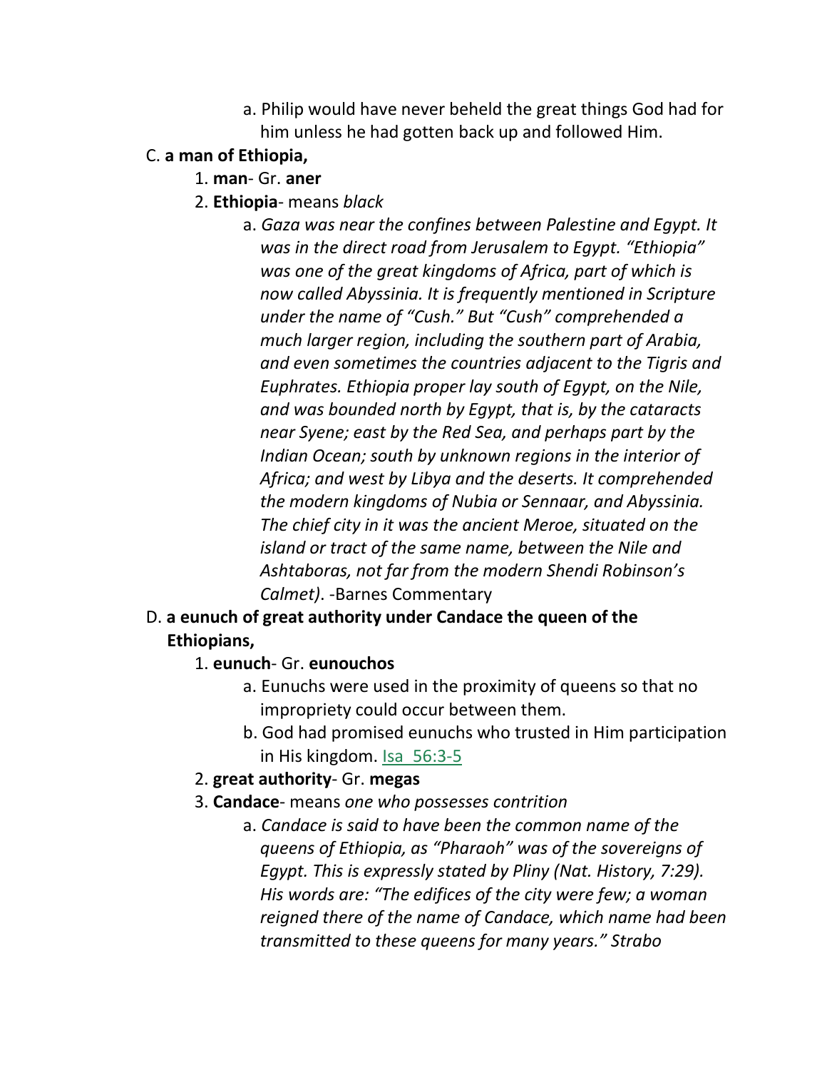a. Philip would have never beheld the great things God had for him unless he had gotten back up and followed Him.

C. **a man of Ethiopia,**

1. **man**- Gr. **aner**

2. **Ethiopia**- means *black*

   a. *Gaza was near the confines between Palestine and Egypt. It was in the direct road from Jerusalem to Egypt. "Ethiopia" was one of the great kingdoms of Africa, part of which is now called Abyssinia. It is frequently mentioned in Scripture under the name of "Cush." But "Cush" comprehended a much larger region, including the southern part of Arabia, and even sometimes the countries adjacent to the Tigris and Euphrates. Ethiopia proper lay south of Egypt, on the Nile, and was bounded north by Egypt, that is, by the cataracts near Syene; east by the Red Sea, and perhaps part by the Indian Ocean; south by unknown regions in the interior of Africa; and west by Libya and the deserts. It comprehended the modern kingdoms of Nubia or Sennaar, and Abyssinia. The chief city in it was the ancient Meroe, situated on the island or tract of the same name, between the Nile and Ashtaboras, not far from the modern Shendi Robinson's Calmet)*. -Barnes Commentary

D. **a eunuch of great authority under Candace the queen of the Ethiopians,**

1. **eunuch**- Gr. **eunouchos**

   a. Eunuchs were used in the proximity of queens so that no impropriety could occur between them.

   b. God had promised eunuchs who trusted in Him participation in His kingdom. Isa 56:3-5

2. **great authority**- Gr. **megas**

3. **Candace**- means *one who possesses contrition*

   a. *Candace is said to have been the common name of the queens of Ethiopia, as "Pharaoh" was of the sovereigns of Egypt. This is expressly stated by Pliny (Nat. History, 7:29). His words are: "The edifices of the city were few; a woman reigned there of the name of Candace, which name had been transmitted to these queens for many years." Strabo*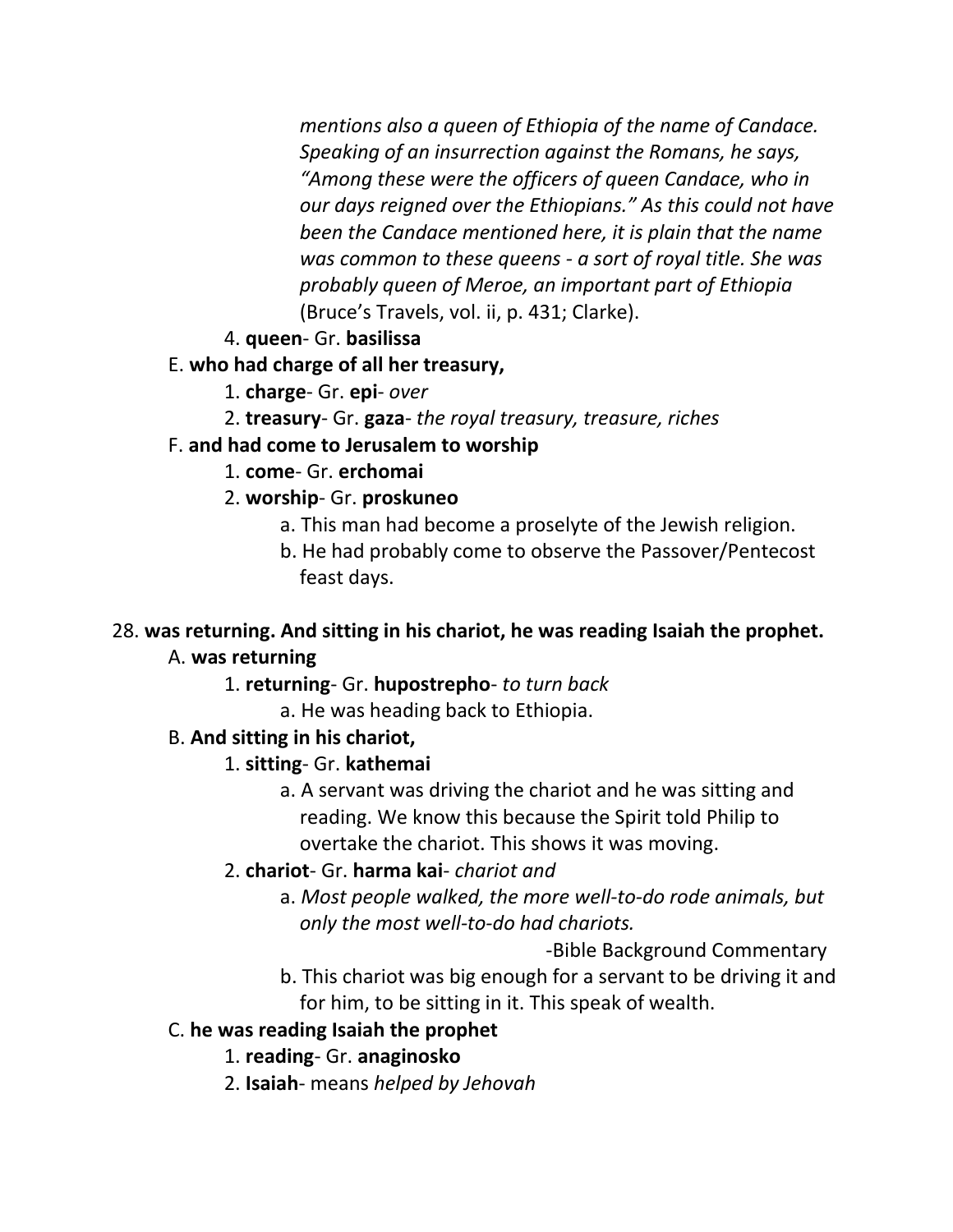*mentions also a queen of Ethiopia of the name of Candace. Speaking of an insurrection against the Romans, he says, "Among these were the officers of queen Candace, who in our days reigned over the Ethiopians." As this could not have been the Candace mentioned here, it is plain that the name was common to these queens - a sort of royal title. She was probably queen of Meroe, an important part of Ethiopia* (Bruce's Travels, vol. ii, p. 431; Clarke).

4. **queen**- Gr. **basilissa**

E. **who had charge of all her treasury,**

1. **charge**- Gr. **epi**- *over*
2. **treasury**- Gr. **gaza**- *the royal treasury, treasure, riches*

F. **and had come to Jerusalem to worship**

1. **come**- Gr. **erchomai**
2. **worship**- Gr. **proskuneo**
    a. This man had become a proselyte of the Jewish religion.
    b. He had probably come to observe the Passover/Pentecost feast days.

28. **was returning. And sitting in his chariot, he was reading Isaiah the prophet.**

A. **was returning**

1. **returning**- Gr. **hupostrepho**- *to turn back*
    a. He was heading back to Ethiopia.

B. **And sitting in his chariot,**

1. **sitting**- Gr. **kathemai**
    a. A servant was driving the chariot and he was sitting and reading. We know this because the Spirit told Philip to overtake the chariot. This shows it was moving.
2. **chariot**- Gr. **harma kai**- *chariot and*
    a. *Most people walked, the more well-to-do rode animals, but only the most well-to-do had chariots.*

    -Bible Background Commentary

    b. This chariot was big enough for a servant to be driving it and for him, to be sitting in it. This speak of wealth.

C. **he was reading Isaiah the prophet**

1. **reading**- Gr. **anaginosko**
2. **Isaiah**- means *helped by Jehovah*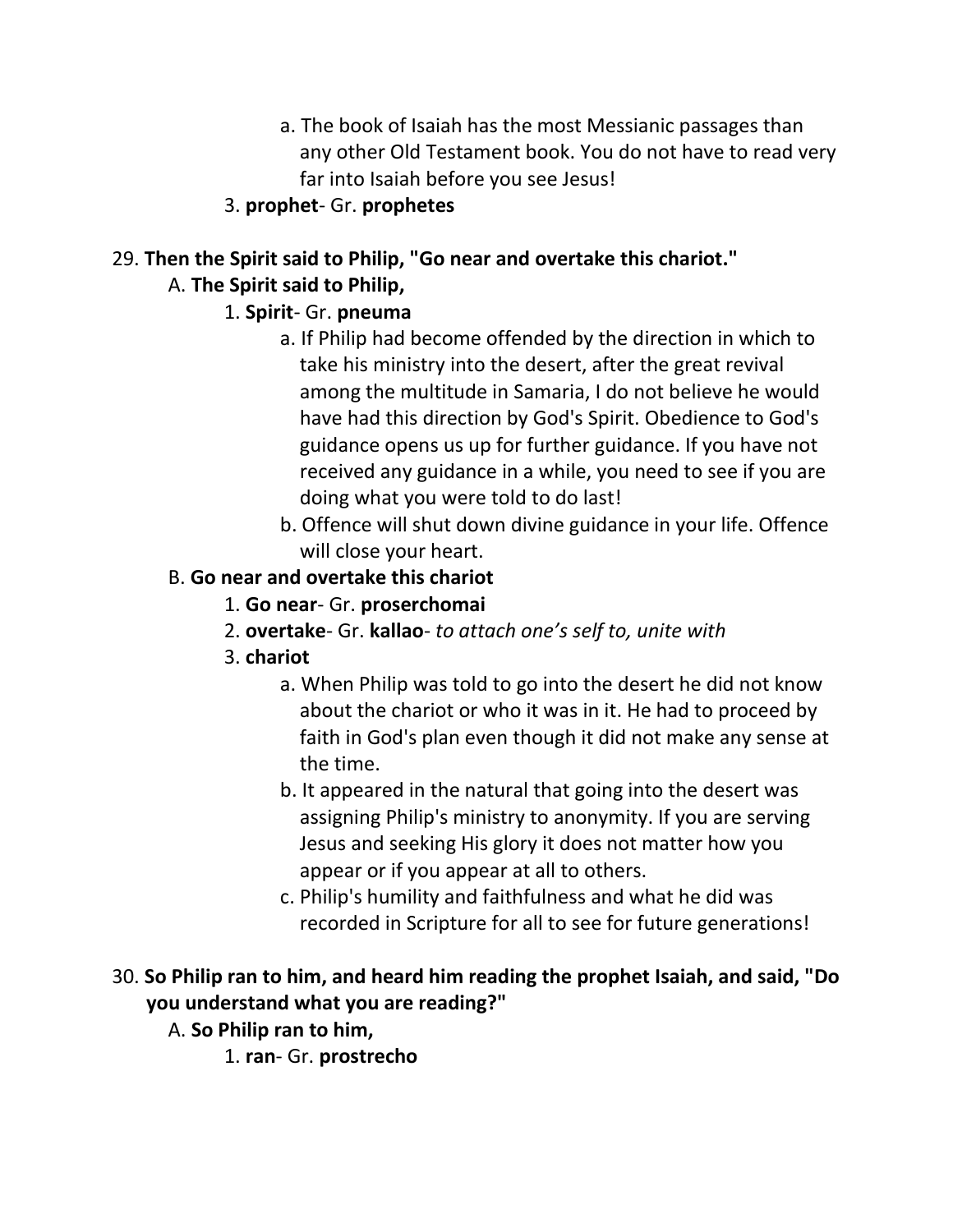a. The book of Isaiah has the most Messianic passages than any other Old Testament book. You do not have to read very far into Isaiah before you see Jesus!

3. **prophet**- Gr. **prophetes**

29. **Then the Spirit said to Philip, "Go near and overtake this chariot."**

A. **The Spirit said to Philip,**

1. **Spirit**- Gr. **pneuma**

a. If Philip had become offended by the direction in which to take his ministry into the desert, after the great revival among the multitude in Samaria, I do not believe he would have had this direction by God's Spirit. Obedience to God's guidance opens us up for further guidance. If you have not received any guidance in a while, you need to see if you are doing what you were told to do last!

b. Offence will shut down divine guidance in your life. Offence will close your heart.

B. **Go near and overtake this chariot**

1. **Go near**- Gr. **proserchomai**

2. **overtake**- Gr. **kallao**- *to attach one's self to, unite with*

3. **chariot**

a. When Philip was told to go into the desert he did not know about the chariot or who it was in it. He had to proceed by faith in God's plan even though it did not make any sense at the time.

b. It appeared in the natural that going into the desert was assigning Philip's ministry to anonymity. If you are serving Jesus and seeking His glory it does not matter how you appear or if you appear at all to others.

c. Philip's humility and faithfulness and what he did was recorded in Scripture for all to see for future generations!

30. **So Philip ran to him, and heard him reading the prophet Isaiah, and said, "Do you understand what you are reading?"**

A. **So Philip ran to him,**

1. **ran**- Gr. **prostrecho**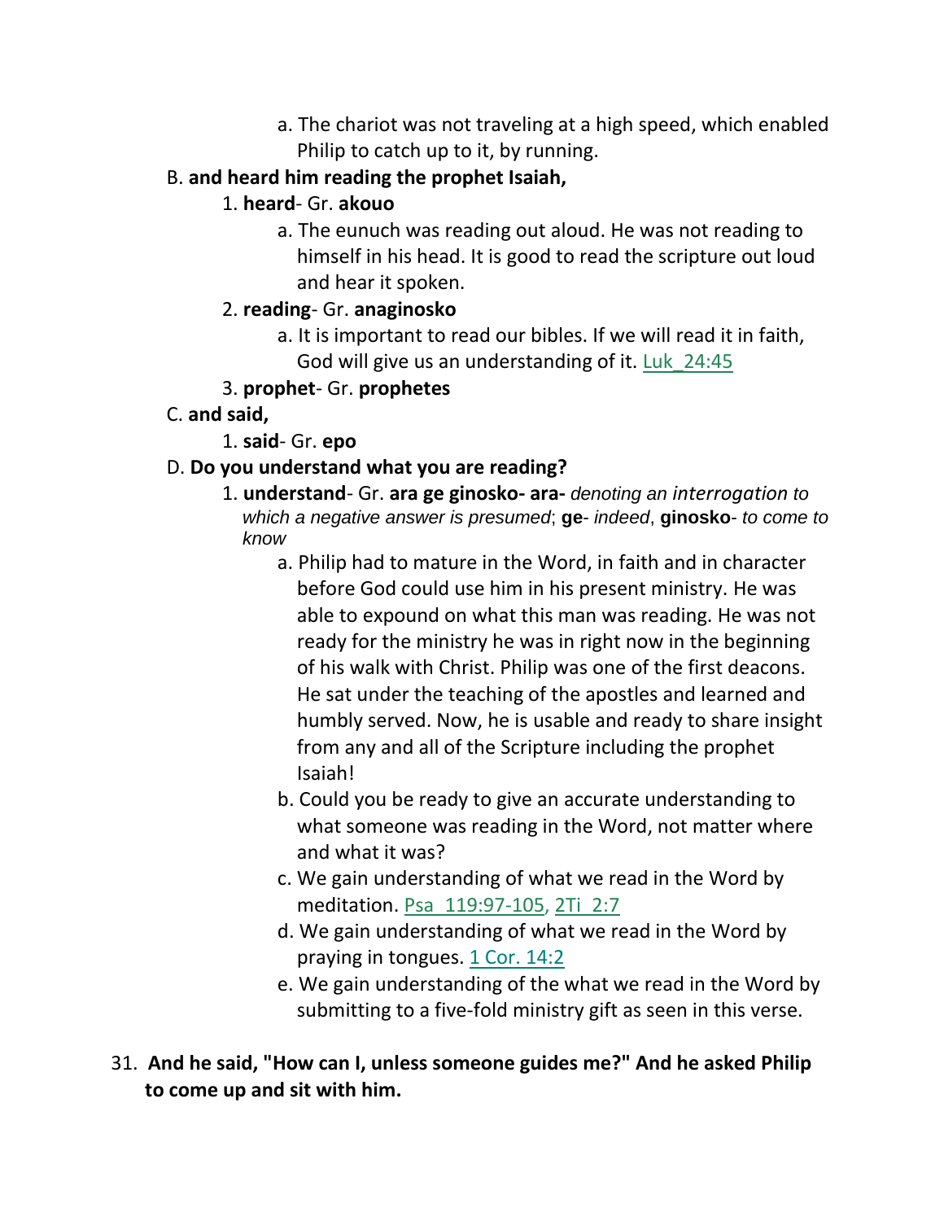a. The chariot was not traveling at a high speed, which enabled Philip to catch up to it, by running.

B. **and heard him reading the prophet Isaiah,**

1. **heard**- Gr. **akouo**
   a. The eunuch was reading out aloud. He was not reading to himself in his head. It is good to read the scripture out loud and hear it spoken.
2. **reading**- Gr. **anaginosko**
   a. It is important to read our bibles. If we will read it in faith, God will give us an understanding of it. Luk_24:45
3. **prophet**- Gr. **prophetes**

C. **and said,**

1. **said**- Gr. **epo**

D. **Do you understand what you are reading?**

1. **understand**- Gr. **ara ge ginosko- ara-** *denoting an interrogation to which a negative answer is presumed*; **ge**- *indeed*, **ginosko**- *to come to know*
   a. Philip had to mature in the Word, in faith and in character before God could use him in his present ministry. He was able to expound on what this man was reading. He was not ready for the ministry he was in right now in the beginning of his walk with Christ. Philip was one of the first deacons. He sat under the teaching of the apostles and learned and humbly served. Now, he is usable and ready to share insight from any and all of the Scripture including the prophet Isaiah!
   b. Could you be ready to give an accurate understanding to what someone was reading in the Word, not matter where and what it was?
   c. We gain understanding of what we read in the Word by meditation. Psa_119:97-105, 2Ti_2:7
   d. We gain understanding of what we read in the Word by praying in tongues. 1 Cor. 14:2
   e. We gain understanding of the what we read in the Word by submitting to a five-fold ministry gift as seen in this verse.

31. **And he said, "How can I, unless someone guides me?" And he asked Philip to come up and sit with him.**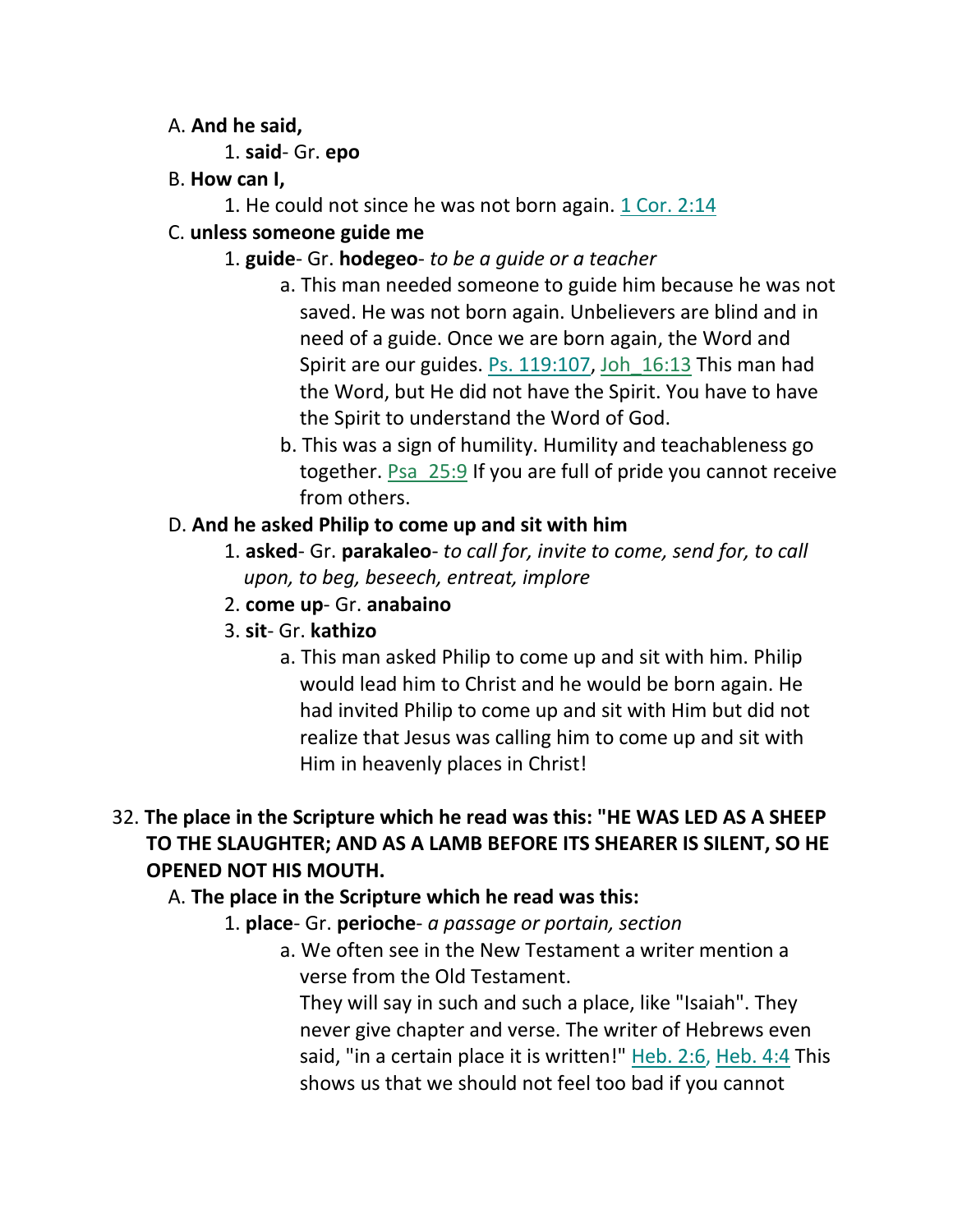A. **And he said,**

1. **said**- Gr. **epo**

B. **How can I,**

1. He could not since he was not born again. 1 Cor. 2:14

C. **unless someone guide me**

1. **guide**- Gr. **hodegeo**- *to be a guide or a teacher*

a. This man needed someone to guide him because he was not saved. He was not born again. Unbelievers are blind and in need of a guide. Once we are born again, the Word and Spirit are our guides. Ps. 119:107, Joh_16:13 This man had the Word, but He did not have the Spirit. You have to have the Spirit to understand the Word of God.

b. This was a sign of humility. Humility and teachableness go together. Psa_25:9 If you are full of pride you cannot receive from others.

D. **And he asked Philip to come up and sit with him**

1. **asked**- Gr. **parakaleo**- *to call for, invite to come, send for, to call upon, to beg, beseech, entreat, implore*

2. **come up**- Gr. **anabaino**

3. **sit**- Gr. **kathizo**

a. This man asked Philip to come up and sit with him. Philip would lead him to Christ and he would be born again. He had invited Philip to come up and sit with Him but did not realize that Jesus was calling him to come up and sit with Him in heavenly places in Christ!

32. **The place in the Scripture which he read was this: "HE WAS LED AS A SHEEP TO THE SLAUGHTER; AND AS A LAMB BEFORE ITS SHEARER IS SILENT, SO HE OPENED NOT HIS MOUTH.**

A. **The place in the Scripture which he read was this:**

1. **place**- Gr. **perioche**- *a passage or portain, section*

a. We often see in the New Testament a writer mention a verse from the Old Testament.
They will say in such and such a place, like "Isaiah". They never give chapter and verse. The writer of Hebrews even said, "in a certain place it is written!" Heb. 2:6, Heb. 4:4 This shows us that we should not feel too bad if you cannot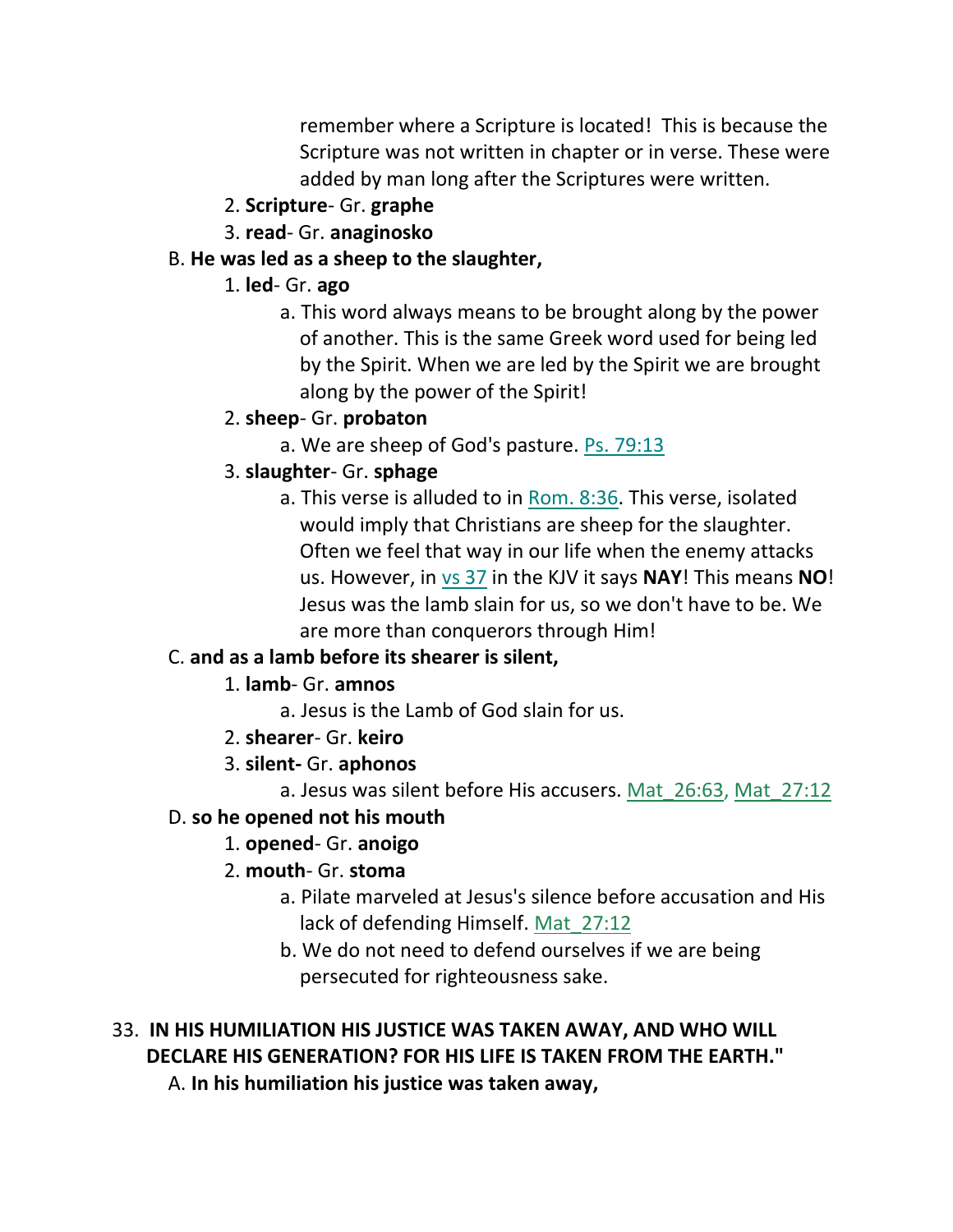remember where a Scripture is located! This is because the Scripture was not written in chapter or in verse. These were added by man long after the Scriptures were written.

2. **Scripture**- Gr. **graphe**
3. **read**- Gr. **anaginosko**

B. **He was led as a sheep to the slaughter,**

1. **led**- Gr. **ago**
    a. This word always means to be brought along by the power of another. This is the same Greek word used for being led by the Spirit. When we are led by the Spirit we are brought along by the power of the Spirit!
2. **sheep**- Gr. **probaton**
    a. We are sheep of God's pasture. Ps. 79:13
3. **slaughter**- Gr. **sphage**
    a. This verse is alluded to in Rom. 8:36. This verse, isolated would imply that Christians are sheep for the slaughter. Often we feel that way in our life when the enemy attacks us. However, in vs 37 in the KJV it says **NAY**! This means **NO**! Jesus was the lamb slain for us, so we don't have to be. We are more than conquerors through Him!

C. **and as a lamb before its shearer is silent,**

1. **lamb**- Gr. **amnos**
    a. Jesus is the Lamb of God slain for us.
2. **shearer**- Gr. **keiro**
3. **silent-** Gr. **aphonos**
    a. Jesus was silent before His accusers. Mat_26:63, Mat_27:12

D. **so he opened not his mouth**

1. **opened**- Gr. **anoigo**
2. **mouth**- Gr. **stoma**
    a. Pilate marveled at Jesus's silence before accusation and His lack of defending Himself. Mat_27:12
    b. We do not need to defend ourselves if we are being persecuted for righteousness sake.

33. **IN HIS HUMILIATION HIS JUSTICE WAS TAKEN AWAY, AND WHO WILL DECLARE HIS GENERATION? FOR HIS LIFE IS TAKEN FROM THE EARTH."**

A. **In his humiliation his justice was taken away,**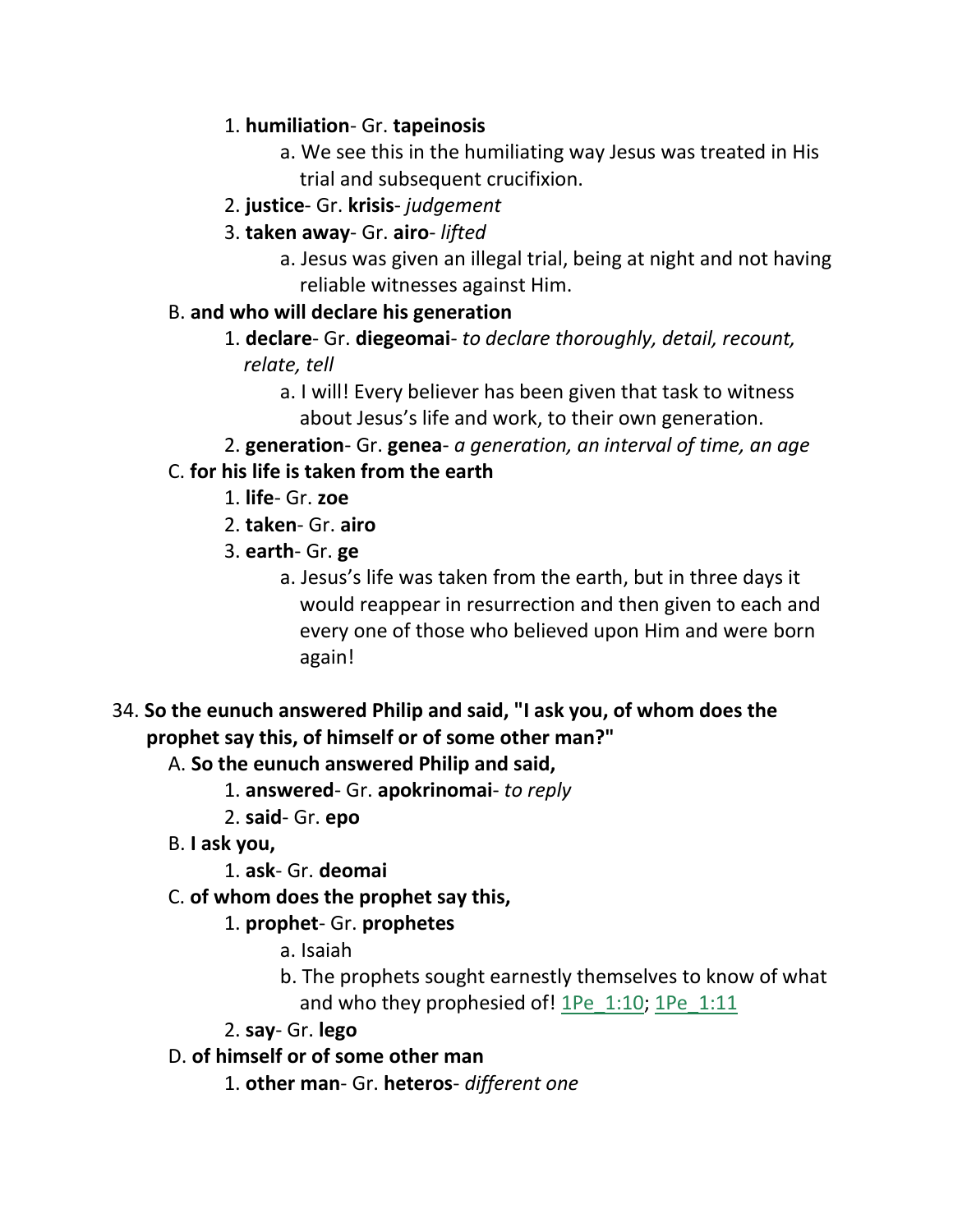1. **humiliation**- Gr. **tapeinosis**
   a. We see this in the humiliating way Jesus was treated in His trial and subsequent crucifixion.
2. **justice**- Gr. **krisis**- *judgement*
3. **taken away**- Gr. **airo**- *lifted*
   a. Jesus was given an illegal trial, being at night and not having reliable witnesses against Him.

B. **and who will declare his generation**

1. **declare**- Gr. **diegeomai**- *to declare thoroughly, detail, recount, relate, tell*
   a. I will! Every believer has been given that task to witness about Jesus's life and work, to their own generation.
2. **generation**- Gr. **genea**- *a generation, an interval of time, an age*

C. **for his life is taken from the earth**

1. **life**- Gr. **zoe**
2. **taken**- Gr. **airo**
3. **earth**- Gr. **ge**
   a. Jesus's life was taken from the earth, but in three days it would reappear in resurrection and then given to each and every one of those who believed upon Him and were born again!

34. **So the eunuch answered Philip and said, "I ask you, of whom does the prophet say this, of himself or of some other man?"**

A. **So the eunuch answered Philip and said,**

1. **answered**- Gr. **apokrinomai**- *to reply*
2. **said**- Gr. **epo**

B. **I ask you,**

1. **ask**- Gr. **deomai**

C. **of whom does the prophet say this,**

1. **prophet**- Gr. **prophetes**
   a. Isaiah
   b. The prophets sought earnestly themselves to know of what and who they prophesied of! 1Pe_1:10; 1Pe_1:11
2. **say**- Gr. **lego**

D. **of himself or of some other man**

1. **other man**- Gr. **heteros**- *different one*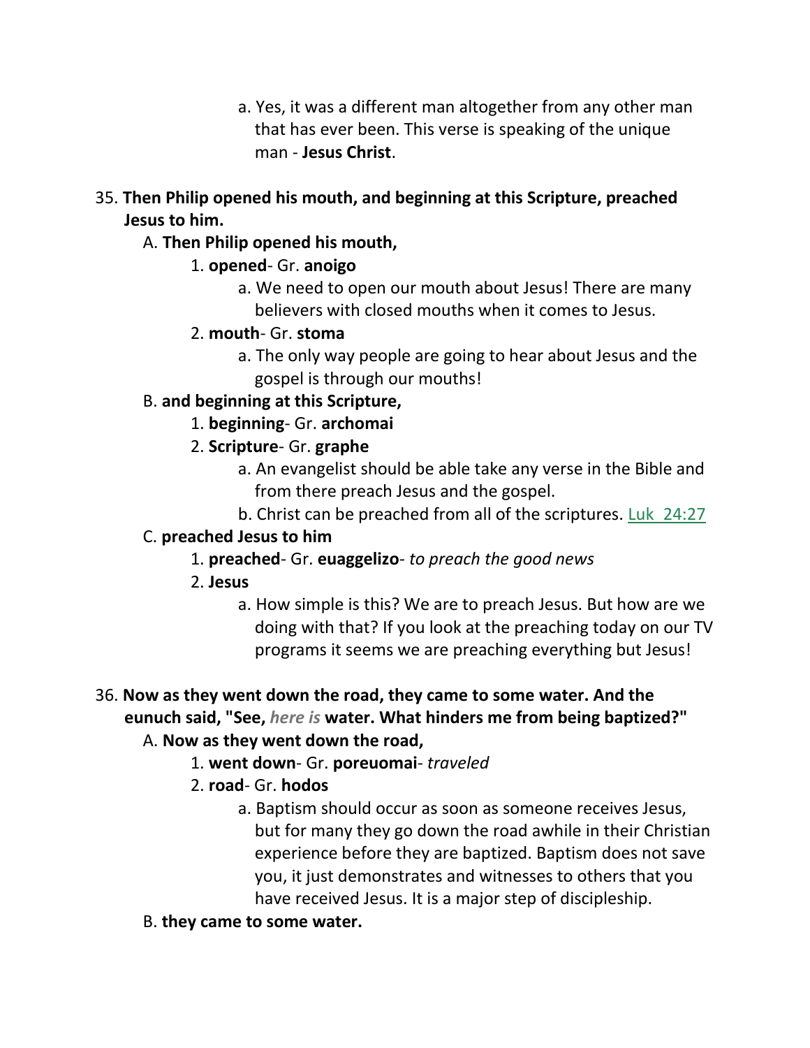a. Yes, it was a different man altogether from any other man that has ever been. This verse is speaking of the unique man - **Jesus Christ**.

35. **Then Philip opened his mouth, and beginning at this Scripture, preached Jesus to him.**

   A. **Then Philip opened his mouth,**

      1. **opened**- Gr. **anoigo**

         a. We need to open our mouth about Jesus! There are many believers with closed mouths when it comes to Jesus.

      2. **mouth**- Gr. **stoma**

         a. The only way people are going to hear about Jesus and the gospel is through our mouths!

   B. **and beginning at this Scripture,**

      1. **beginning**- Gr. **archomai**

      2. **Scripture**- Gr. **graphe**

         a. An evangelist should be able take any verse in the Bible and from there preach Jesus and the gospel.

         b. Christ can be preached from all of the scriptures. Luk 24:27

   C. **preached Jesus to him**

      1. **preached**- Gr. **euaggelizo**- *to preach the good news*

      2. **Jesus**

         a. How simple is this? We are to preach Jesus. But how are we doing with that? If you look at the preaching today on our TV programs it seems we are preaching everything but Jesus!

36. **Now as they went down the road, they came to some water. And the eunuch said, "See, *here is* water. What hinders me from being baptized?"**

   A. **Now as they went down the road,**

      1. **went down**- Gr. **poreuomai**- *traveled*

      2. **road**- Gr. **hodos**

         a. Baptism should occur as soon as someone receives Jesus, but for many they go down the road awhile in their Christian experience before they are baptized. Baptism does not save you, it just demonstrates and witnesses to others that you have received Jesus. It is a major step of discipleship.

   B. **they came to some water.**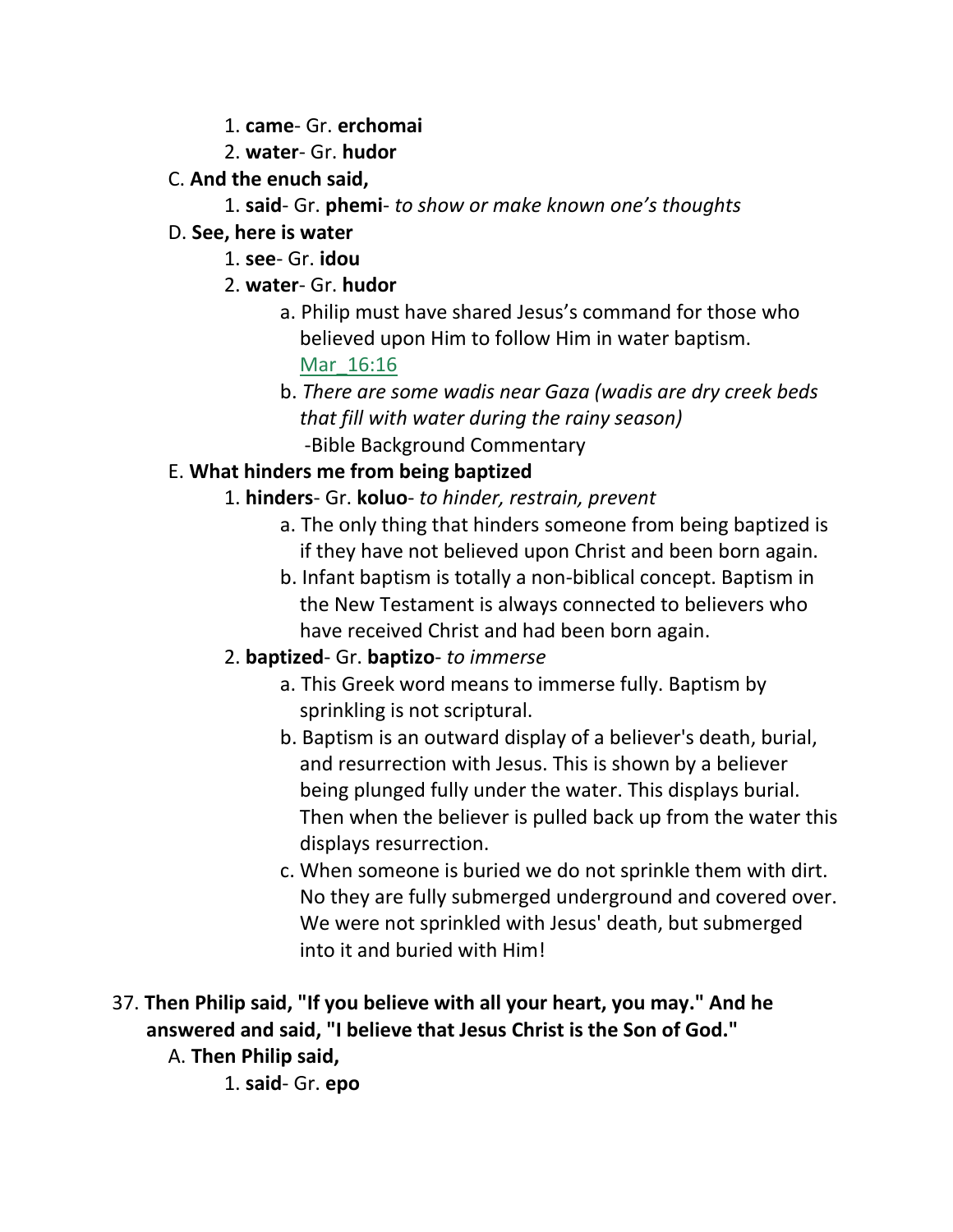1. **came**- Gr. **erchomai**
2. **water**- Gr. **hudor**

C. **And the enuch said,**

1. **said**- Gr. **phemi**- *to show or make known one's thoughts*

D. **See, here is water**

1. **see**- Gr. **idou**
2. **water**- Gr. **hudor**
    a. Philip must have shared Jesus's command for those who believed upon Him to follow Him in water baptism. Mar_16:16
    b. *There are some wadis near Gaza (wadis are dry creek beds that fill with water during the rainy season)* -Bible Background Commentary

E. **What hinders me from being baptized**

1. **hinders**- Gr. **koluo**- *to hinder, restrain, prevent*
    a. The only thing that hinders someone from being baptized is if they have not believed upon Christ and been born again.
    b. Infant baptism is totally a non-biblical concept. Baptism in the New Testament is always connected to believers who have received Christ and had been born again.
2. **baptized**- Gr. **baptizo**- *to immerse*
    a. This Greek word means to immerse fully. Baptism by sprinkling is not scriptural.
    b. Baptism is an outward display of a believer's death, burial, and resurrection with Jesus. This is shown by a believer being plunged fully under the water. This displays burial. Then when the believer is pulled back up from the water this displays resurrection.
    c. When someone is buried we do not sprinkle them with dirt. No they are fully submerged underground and covered over. We were not sprinkled with Jesus' death, but submerged into it and buried with Him!

37. **Then Philip said, "If you believe with all your heart, you may." And he answered and said, "I believe that Jesus Christ is the Son of God."**

A. **Then Philip said,**

1. **said**- Gr. **epo**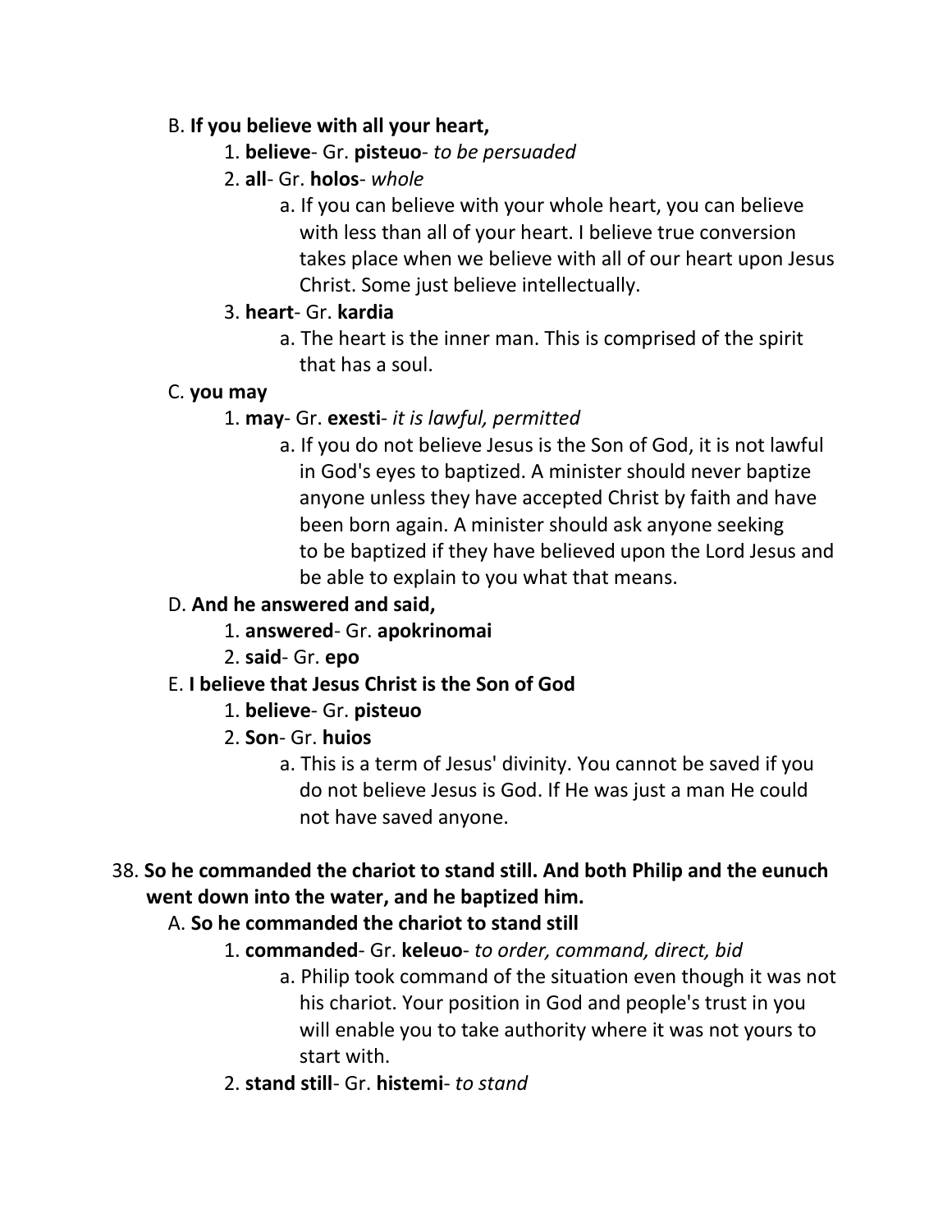B. **If you believe with all your heart,**

1. **believe**- Gr. **pisteuo**- *to be persuaded*
2. **all**- Gr. **holos**- *whole*
    a. If you can believe with your whole heart, you can believe with less than all of your heart. I believe true conversion takes place when we believe with all of our heart upon Jesus Christ. Some just believe intellectually.
3. **heart**- Gr. **kardia**
    a. The heart is the inner man. This is comprised of the spirit that has a soul.

C. **you may**

1. **may**- Gr. **exesti**- *it is lawful, permitted*
    a. If you do not believe Jesus is the Son of God, it is not lawful in God's eyes to baptized. A minister should never baptize anyone unless they have accepted Christ by faith and have been born again. A minister should ask anyone seeking to be baptized if they have believed upon the Lord Jesus and be able to explain to you what that means.

D. **And he answered and said,**

1. **answered**- Gr. **apokrinomai**
2. **said**- Gr. **epo**

E. **I believe that Jesus Christ is the Son of God**

1. **believe**- Gr. **pisteuo**
2. **Son**- Gr. **huios**
    a. This is a term of Jesus' divinity. You cannot be saved if you do not believe Jesus is God. If He was just a man He could not have saved anyone.

38. **So he commanded the chariot to stand still. And both Philip and the eunuch went down into the water, and he baptized him.**

A. **So he commanded the chariot to stand still**

1. **commanded**- Gr. **keleuo**- *to order, command, direct, bid*
    a. Philip took command of the situation even though it was not his chariot. Your position in God and people's trust in you will enable you to take authority where it was not yours to start with.
2. **stand still**- Gr. **histemi**- *to stand*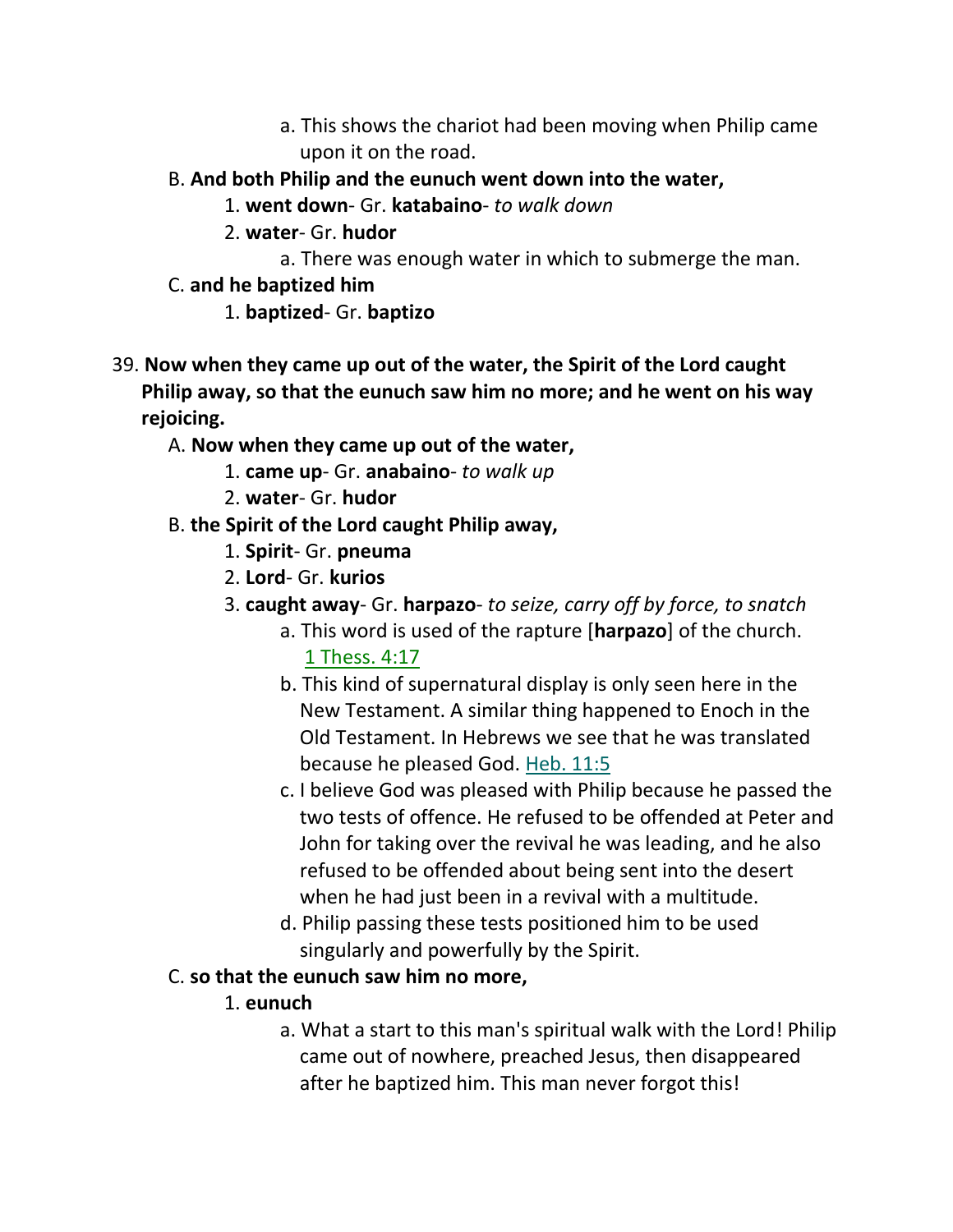a. This shows the chariot had been moving when Philip came upon it on the road.

B. **And both Philip and the eunuch went down into the water,**

1. **went down**- Gr. **katabaino**- *to walk down*
2. **water**- Gr. **hudor**
   a. There was enough water in which to submerge the man.

C. **and he baptized him**

1. **baptized**- Gr. **baptizo**

39. **Now when they came up out of the water, the Spirit of the Lord caught Philip away, so that the eunuch saw him no more; and he went on his way rejoicing.**

A. **Now when they came up out of the water,**

1. **came up**- Gr. **anabaino**- *to walk up*
2. **water**- Gr. **hudor**

B. **the Spirit of the Lord caught Philip away,**

1. **Spirit**- Gr. **pneuma**
2. **Lord**- Gr. **kurios**
3. **caught away**- Gr. **harpazo**- *to seize, carry off by force, to snatch*
   a. This word is used of the rapture [**harpazo**] of the church. 1 Thess. 4:17
   b. This kind of supernatural display is only seen here in the New Testament. A similar thing happened to Enoch in the Old Testament. In Hebrews we see that he was translated because he pleased God. Heb. 11:5
   c. I believe God was pleased with Philip because he passed the two tests of offence. He refused to be offended at Peter and John for taking over the revival he was leading, and he also refused to be offended about being sent into the desert when he had just been in a revival with a multitude.
   d. Philip passing these tests positioned him to be used singularly and powerfully by the Spirit.

C. **so that the eunuch saw him no more,**

1. **eunuch**
   a. What a start to this man's spiritual walk with the Lord! Philip came out of nowhere, preached Jesus, then disappeared after he baptized him. This man never forgot this!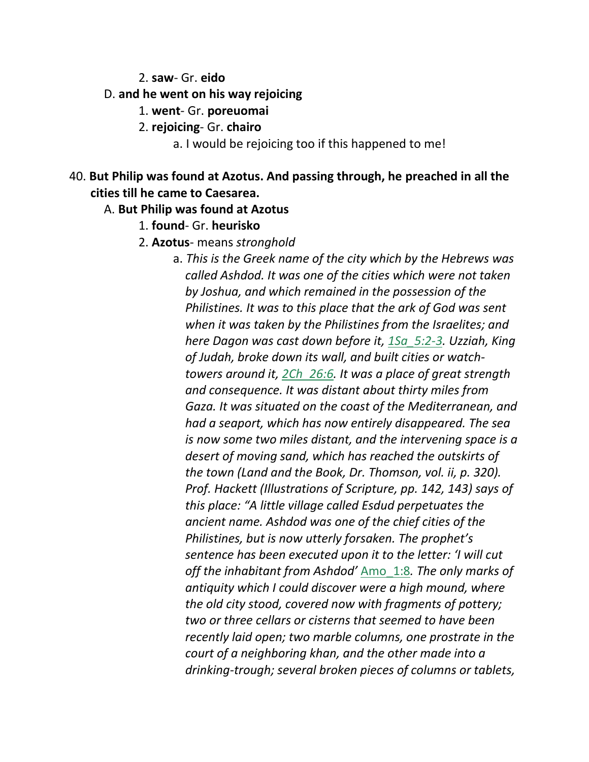2. **saw**- Gr. **eido**

D. **and he went on his way rejoicing**

1. **went**- Gr. **poreuomai**
2. **rejoicing**- Gr. **chairo**
    a. I would be rejoicing too if this happened to me!

40. **But Philip was found at Azotus. And passing through, he preached in all the cities till he came to Caesarea.**

A. **But Philip was found at Azotus**

1. **found**- Gr. **heurisko**
2. **Azotus**- means *stronghold*
    a. *This is the Greek name of the city which by the Hebrews was called Ashdod. It was one of the cities which were not taken by Joshua, and which remained in the possession of the Philistines. It was to this place that the ark of God was sent when it was taken by the Philistines from the Israelites; and here Dagon was cast down before it, 1Sa_5:2-3. Uzziah, King of Judah, broke down its wall, and built cities or watch-towers around it, 2Ch_26:6. It was a place of great strength and consequence. It was distant about thirty miles from Gaza. It was situated on the coast of the Mediterranean, and had a seaport, which has now entirely disappeared. The sea is now some two miles distant, and the intervening space is a desert of moving sand, which has reached the outskirts of the town (Land and the Book, Dr. Thomson, vol. ii, p. 320). Prof. Hackett (Illustrations of Scripture, pp. 142, 143) says of this place: "A little village called Esdud perpetuates the ancient name. Ashdod was one of the chief cities of the Philistines, but is now utterly forsaken. The prophet's sentence has been executed upon it to the letter: 'I will cut off the inhabitant from Ashdod'* Amo_1:8*. The only marks of antiquity which I could discover were a high mound, where the old city stood, covered now with fragments of pottery; two or three cellars or cisterns that seemed to have been recently laid open; two marble columns, one prostrate in the court of a neighboring khan, and the other made into a drinking-trough; several broken pieces of columns or tablets,*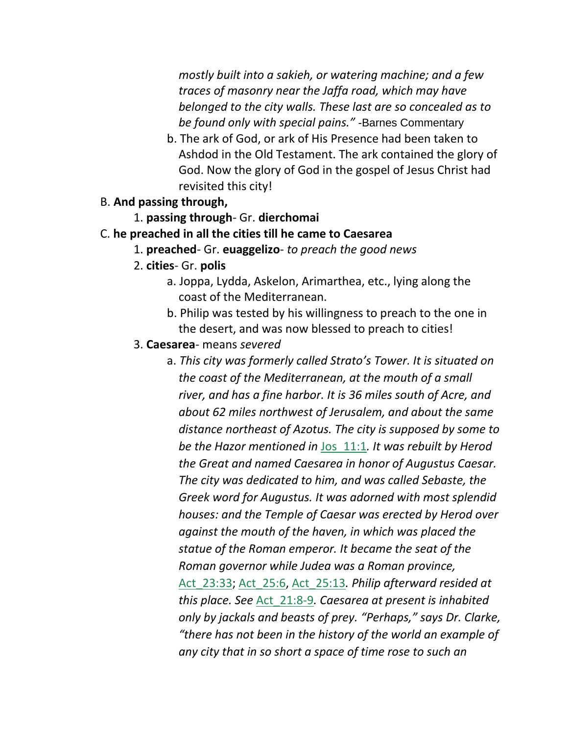*mostly built into a sakieh, or watering machine; and a few traces of masonry near the Jaffa road, which may have belonged to the city walls. These last are so concealed as to be found only with special pains."* -Barnes Commentary

b. The ark of God, or ark of His Presence had been taken to Ashdod in the Old Testament. The ark contained the glory of God. Now the glory of God in the gospel of Jesus Christ had revisited this city!

B. **And passing through,**

1. **passing through**- Gr. **dierchomai**

C. **he preached in all the cities till he came to Caesarea**

1. **preached**- Gr. **euaggelizo**- *to preach the good news*

2. **cities**- Gr. **polis**

a. Joppa, Lydda, Askelon, Arimarthea, etc., lying along the coast of the Mediterranean.

b. Philip was tested by his willingness to preach to the one in the desert, and was now blessed to preach to cities!

3. **Caesarea**- means *severed*

a. *This city was formerly called Strato's Tower. It is situated on the coast of the Mediterranean, at the mouth of a small river, and has a fine harbor. It is 36 miles south of Acre, and about 62 miles northwest of Jerusalem, and about the same distance northeast of Azotus. The city is supposed by some to be the Hazor mentioned in* Jos_11:1*. It was rebuilt by Herod the Great and named Caesarea in honor of Augustus Caesar. The city was dedicated to him, and was called Sebaste, the Greek word for Augustus. It was adorned with most splendid houses: and the Temple of Caesar was erected by Herod over against the mouth of the haven, in which was placed the statue of the Roman emperor. It became the seat of the Roman governor while Judea was a Roman province,* Act_23:33; Act_25:6, Act_25:13*. Philip afterward resided at this place. See* Act_21:8-9*. Caesarea at present is inhabited only by jackals and beasts of prey. "Perhaps," says Dr. Clarke, "there has not been in the history of the world an example of any city that in so short a space of time rose to such an*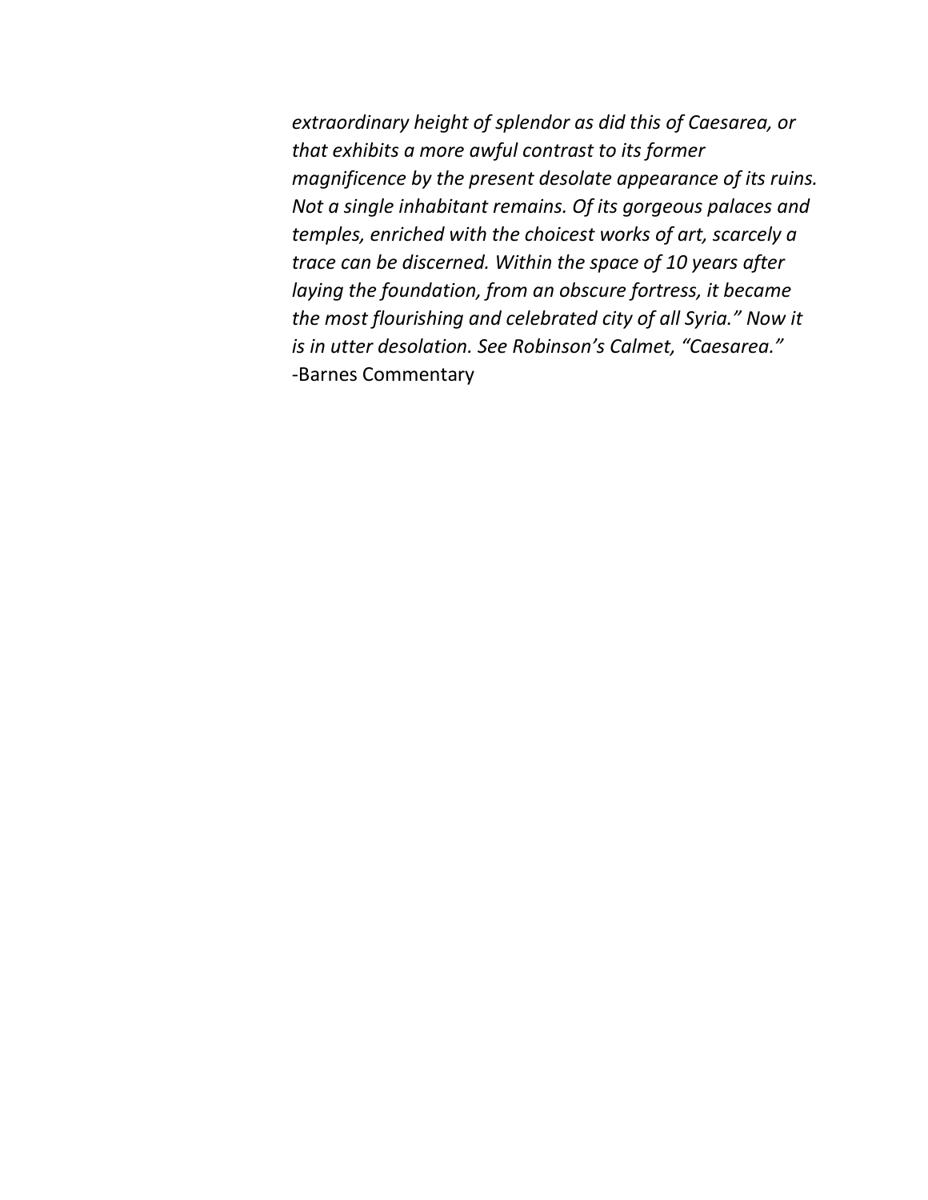*extraordinary height of splendor as did this of Caesarea, or that exhibits a more awful contrast to its former magnificence by the present desolate appearance of its ruins. Not a single inhabitant remains. Of its gorgeous palaces and temples, enriched with the choicest works of art, scarcely a trace can be discerned. Within the space of 10 years after laying the foundation, from an obscure fortress, it became the most flourishing and celebrated city of all Syria." Now it is in utter desolation. See Robinson's Calmet, "Caesarea."*
-Barnes Commentary